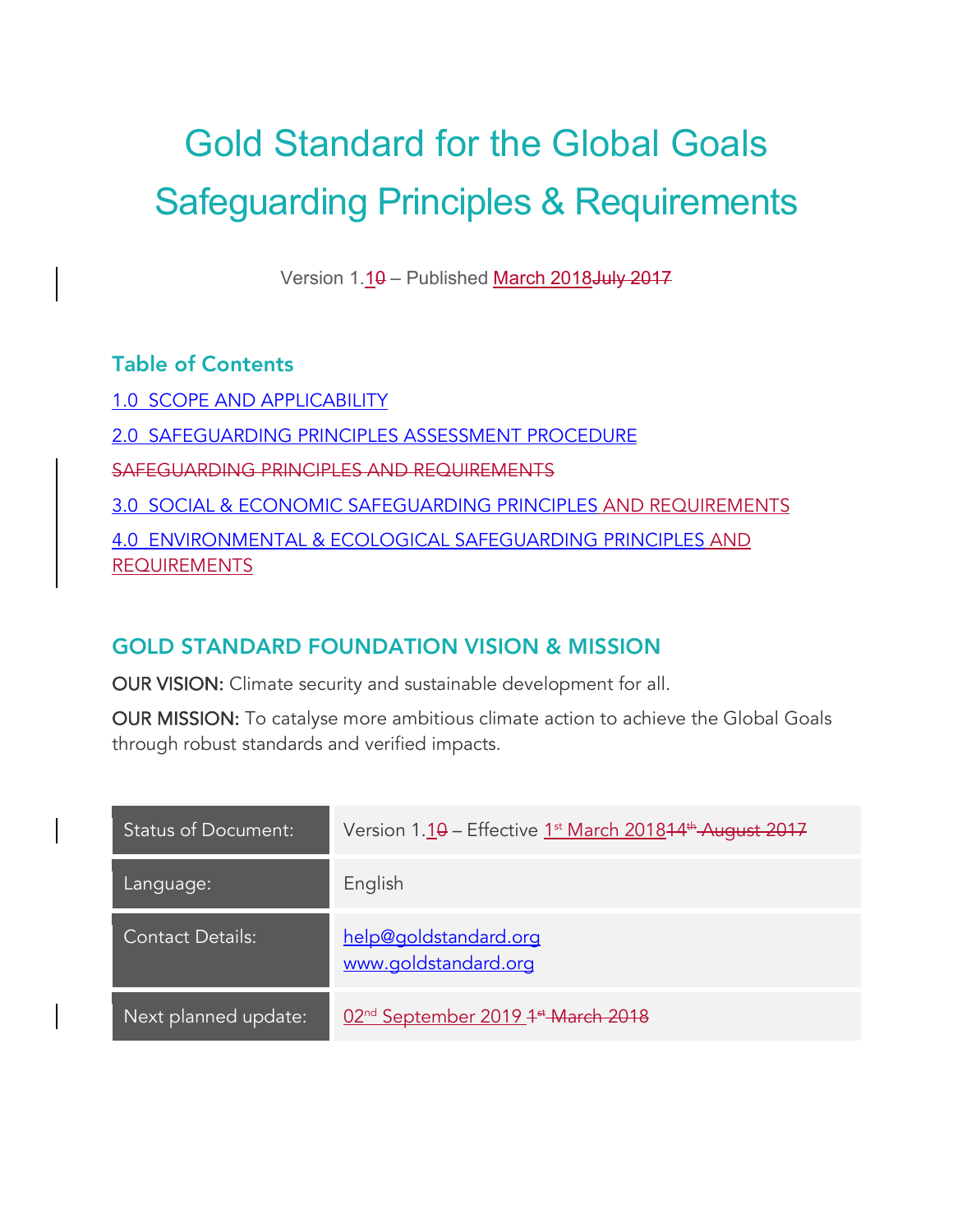# Gold Standard for the Global Goals
# Safeguarding Principles & Requirements

Version 1.10 – Published March 2018July 2017

## Table of Contents

1.0 SCOPE AND APPLICABILITY

2.0 SAFEGUARDING PRINCIPLES ASSESSMENT PROCEDURE

SAFEGUARDING PRINCIPLES AND REQUIREMENTS

3.0 SOCIAL & ECONOMIC SAFEGUARDING PRINCIPLES AND REQUIREMENTS

4.0 ENVIRONMENTAL & ECOLOGICAL SAFEGUARDING PRINCIPLES AND REQUIREMENTS

## GOLD STANDARD FOUNDATION VISION & MISSION

**OUR VISION:** Climate security and sustainable development for all.

**OUR MISSION:** To catalyse more ambitious climate action to achieve the Global Goals through robust standards and verified impacts.

| Status of Document: | Version 1.10 – Effective 1st March 201814th August 2017 |
|---|---|
| Language: | English |
| Contact Details: | help@goldstandard.org<br>www.goldstandard.org |
| Next planned update: | 02nd September 2019 1st March 2018 |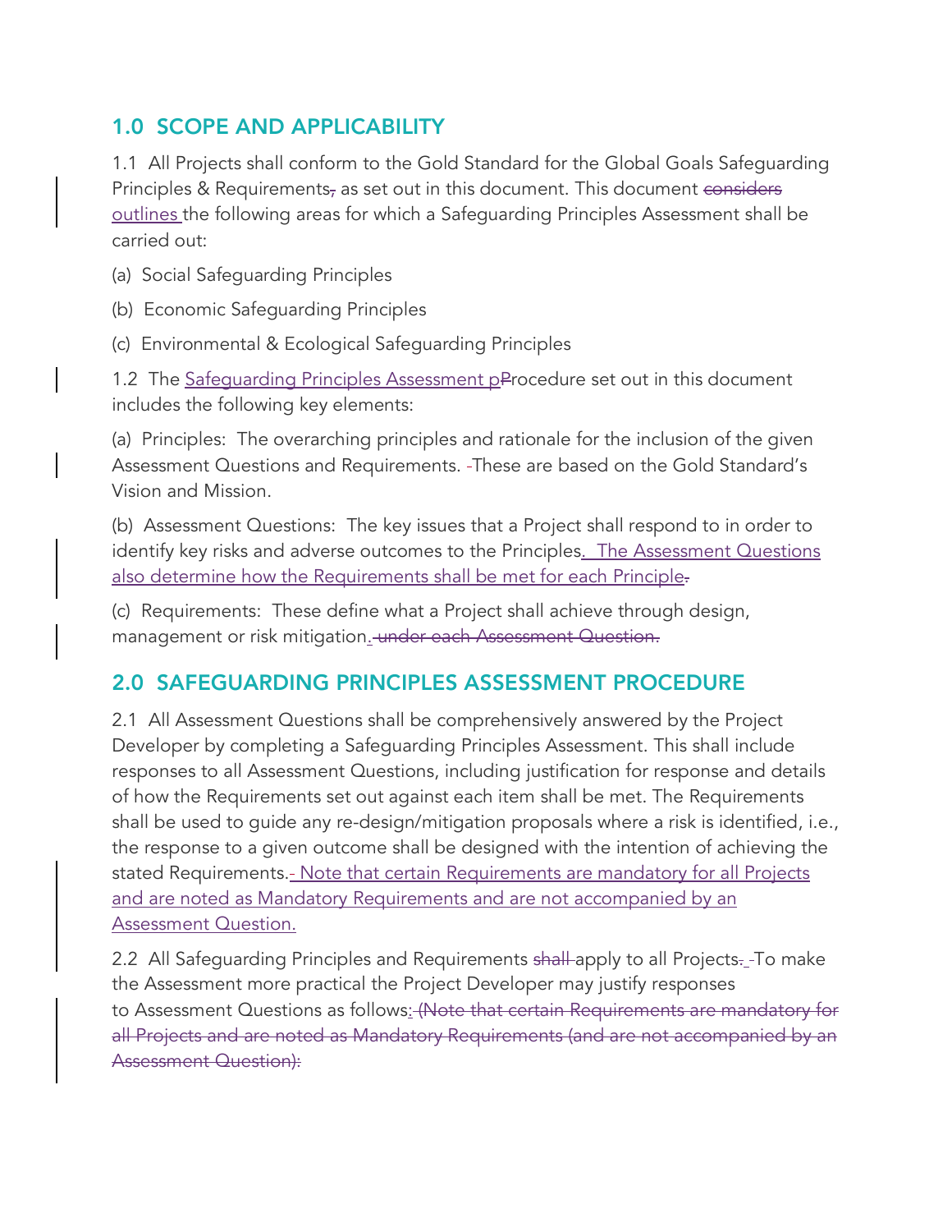## 1.0 SCOPE AND APPLICABILITY

1.1 All Projects shall conform to the Gold Standard for the Global Goals Safeguarding Principles & Requirements~~,~~ as set out in this document. This document ~~considers~~ outlines the following areas for which a Safeguarding Principles Assessment shall be carried out:

(a) Social Safeguarding Principles

(b) Economic Safeguarding Principles

(c) Environmental & Ecological Safeguarding Principles

1.2 The Safeguarding Principles Assessment p~~P~~rocedure set out in this document includes the following key elements:

(a) Principles: The overarching principles and rationale for the inclusion of the given Assessment Questions and Requirements. These are based on the Gold Standard's Vision and Mission.

(b) Assessment Questions: The key issues that a Project shall respond to in order to identify key risks and adverse outcomes to the Principles. The Assessment Questions also determine how the Requirements shall be met for each Principle~~.~~

(c) Requirements: These define what a Project shall achieve through design, management or risk mitigation. ~~under each Assessment Question.~~

## 2.0 SAFEGUARDING PRINCIPLES ASSESSMENT PROCEDURE

2.1 All Assessment Questions shall be comprehensively answered by the Project Developer by completing a Safeguarding Principles Assessment. This shall include responses to all Assessment Questions, including justification for response and details of how the Requirements set out against each item shall be met. The Requirements shall be used to guide any re-design/mitigation proposals where a risk is identified, i.e., the response to a given outcome shall be designed with the intention of achieving the stated Requirements. Note that certain Requirements are mandatory for all Projects and are noted as Mandatory Requirements and are not accompanied by an Assessment Question.

2.2 All Safeguarding Principles and Requirements ~~shall~~ apply to all Projects~~.~~ To make the Assessment more practical the Project Developer may justify responses to Assessment Questions as follows: ~~(Note that certain Requirements are mandatory for all Projects and are noted as Mandatory Requirements (and are not accompanied by an Assessment Question):~~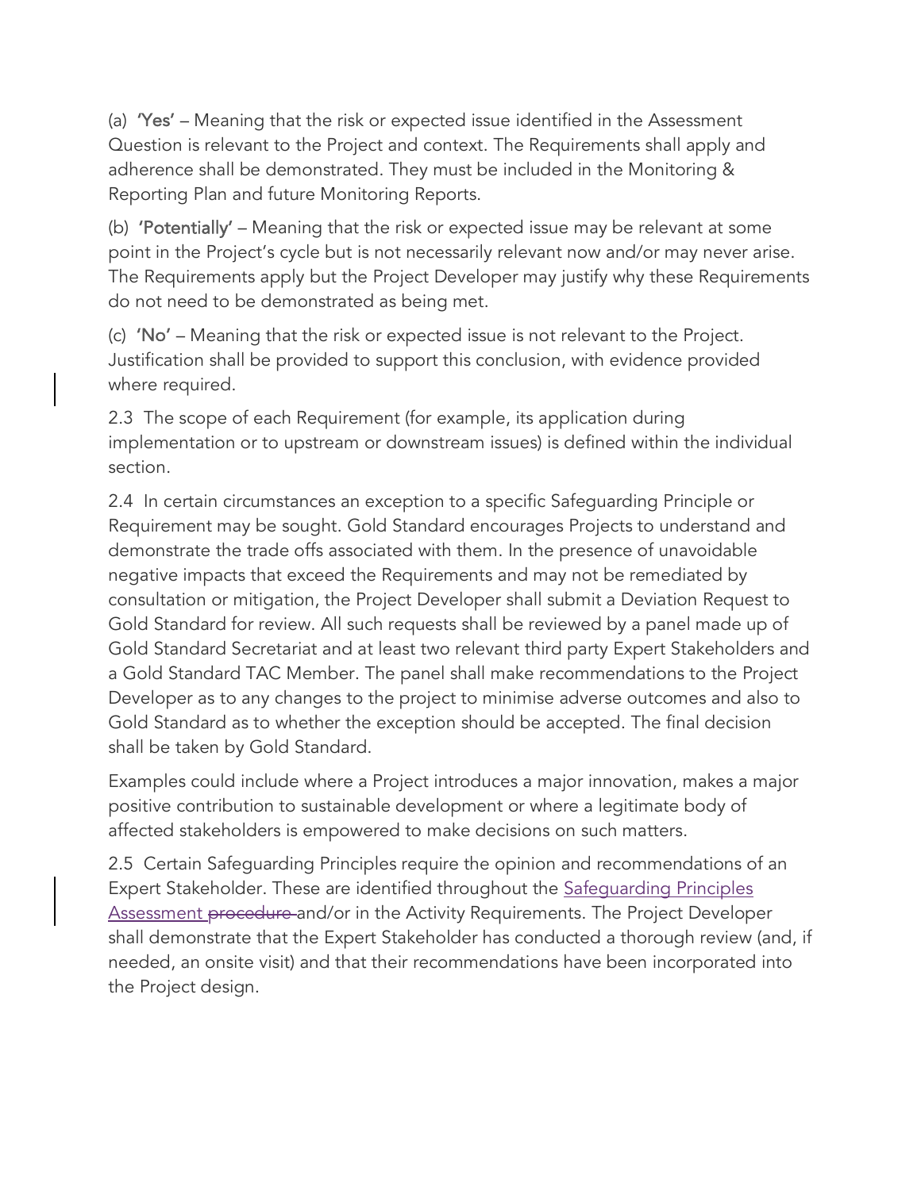(a) **'Yes'** – Meaning that the risk or expected issue identified in the Assessment Question is relevant to the Project and context. The Requirements shall apply and adherence shall be demonstrated. They must be included in the Monitoring & Reporting Plan and future Monitoring Reports.

(b) **'Potentially'** – Meaning that the risk or expected issue may be relevant at some point in the Project's cycle but is not necessarily relevant now and/or may never arise. The Requirements apply but the Project Developer may justify why these Requirements do not need to be demonstrated as being met.

(c) **'No'** – Meaning that the risk or expected issue is not relevant to the Project. Justification shall be provided to support this conclusion, with evidence provided where required.

2.3 The scope of each Requirement (for example, its application during implementation or to upstream or downstream issues) is defined within the individual section.

2.4 In certain circumstances an exception to a specific Safeguarding Principle or Requirement may be sought. Gold Standard encourages Projects to understand and demonstrate the trade offs associated with them. In the presence of unavoidable negative impacts that exceed the Requirements and may not be remediated by consultation or mitigation, the Project Developer shall submit a Deviation Request to Gold Standard for review. All such requests shall be reviewed by a panel made up of Gold Standard Secretariat and at least two relevant third party Expert Stakeholders and a Gold Standard TAC Member. The panel shall make recommendations to the Project Developer as to any changes to the project to minimise adverse outcomes and also to Gold Standard as to whether the exception should be accepted. The final decision shall be taken by Gold Standard.

Examples could include where a Project introduces a major innovation, makes a major positive contribution to sustainable development or where a legitimate body of affected stakeholders is empowered to make decisions on such matters.

2.5 Certain Safeguarding Principles require the opinion and recommendations of an Expert Stakeholder. These are identified throughout the Safeguarding Principles Assessment ~~procedure~~ and/or in the Activity Requirements. The Project Developer shall demonstrate that the Expert Stakeholder has conducted a thorough review (and, if needed, an onsite visit) and that their recommendations have been incorporated into the Project design.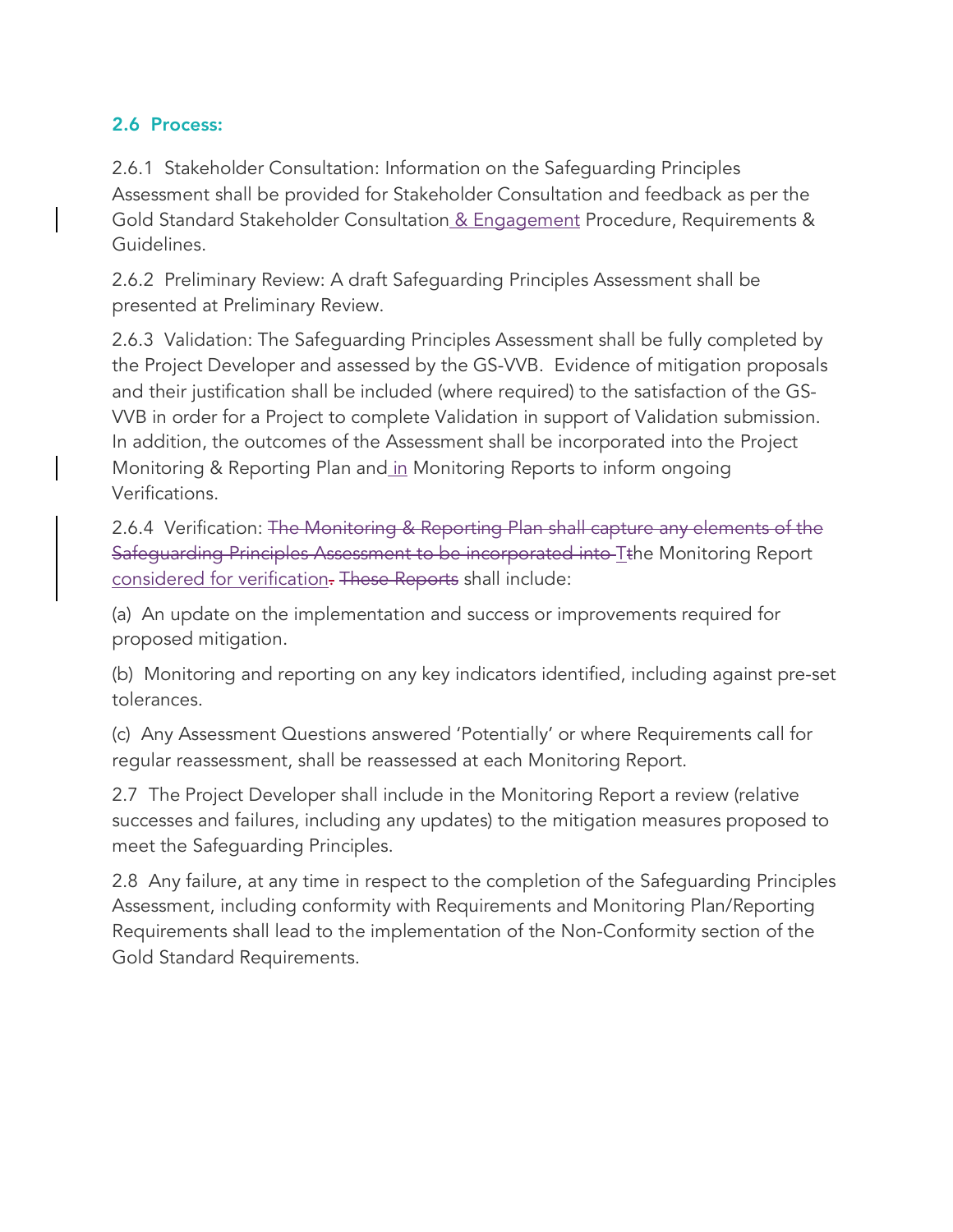### 2.6 Process:

2.6.1 Stakeholder Consultation: Information on the Safeguarding Principles Assessment shall be provided for Stakeholder Consultation and feedback as per the Gold Standard Stakeholder Consultation & Engagement Procedure, Requirements & Guidelines.

2.6.2 Preliminary Review: A draft Safeguarding Principles Assessment shall be presented at Preliminary Review.

2.6.3 Validation: The Safeguarding Principles Assessment shall be fully completed by the Project Developer and assessed by the GS-VVB. Evidence of mitigation proposals and their justification shall be included (where required) to the satisfaction of the GS-VVB in order for a Project to complete Validation in support of Validation submission. In addition, the outcomes of the Assessment shall be incorporated into the Project Monitoring & Reporting Plan and in Monitoring Reports to inform ongoing Verifications.

2.6.4 Verification: ~~The Monitoring & Reporting Plan shall capture any elements of the Safeguarding Principles Assessment to be incorporated into~~ The Monitoring Report considered for verification~~.~~ ~~These Reports~~ shall include:

(a) An update on the implementation and success or improvements required for proposed mitigation.

(b) Monitoring and reporting on any key indicators identified, including against pre-set tolerances.

(c) Any Assessment Questions answered 'Potentially' or where Requirements call for regular reassessment, shall be reassessed at each Monitoring Report.

2.7 The Project Developer shall include in the Monitoring Report a review (relative successes and failures, including any updates) to the mitigation measures proposed to meet the Safeguarding Principles.

2.8 Any failure, at any time in respect to the completion of the Safeguarding Principles Assessment, including conformity with Requirements and Monitoring Plan/Reporting Requirements shall lead to the implementation of the Non-Conformity section of the Gold Standard Requirements.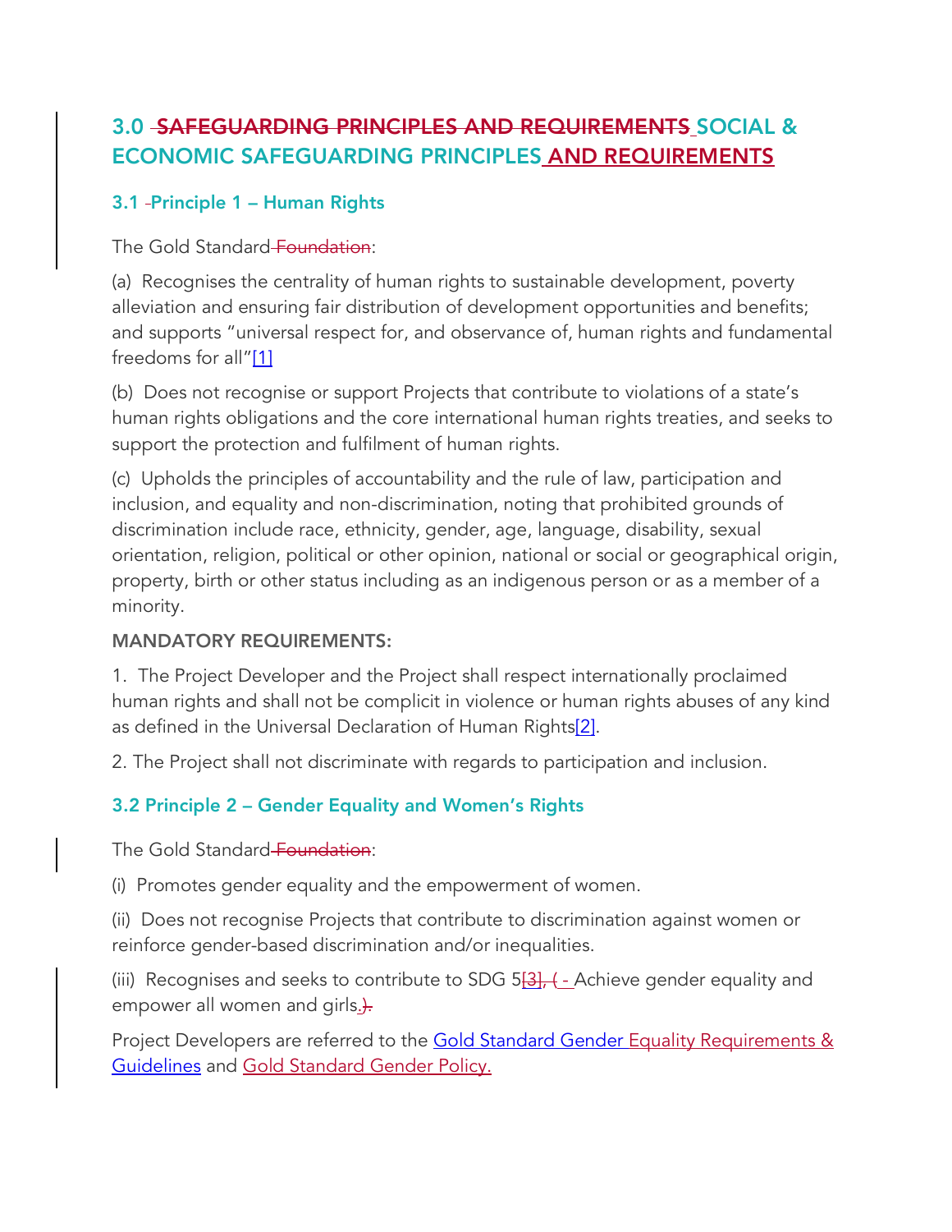## 3.0 ~~SAFEGUARDING PRINCIPLES AND REQUIREMENTS~~ SOCIAL & ECONOMIC SAFEGUARDING PRINCIPLES AND REQUIREMENTS

### 3.1 Principle 1 – Human Rights

The Gold Standard ~~Foundation~~:

(a) Recognises the centrality of human rights to sustainable development, poverty alleviation and ensuring fair distribution of development opportunities and benefits; and supports "universal respect for, and observance of, human rights and fundamental freedoms for all"[1]

(b) Does not recognise or support Projects that contribute to violations of a state's human rights obligations and the core international human rights treaties, and seeks to support the protection and fulfilment of human rights.

(c) Upholds the principles of accountability and the rule of law, participation and inclusion, and equality and non-discrimination, noting that prohibited grounds of discrimination include race, ethnicity, gender, age, language, disability, sexual orientation, religion, political or other opinion, national or social or geographical origin, property, birth or other status including as an indigenous person or as a member of a minority.

**MANDATORY REQUIREMENTS:**

1. The Project Developer and the Project shall respect internationally proclaimed human rights and shall not be complicit in violence or human rights abuses of any kind as defined in the Universal Declaration of Human Rights[2].

2. The Project shall not discriminate with regards to participation and inclusion.

### 3.2 Principle 2 – Gender Equality and Women's Rights

The Gold Standard ~~Foundation~~:

(i) Promotes gender equality and the empowerment of women.

(ii) Does not recognise Projects that contribute to discrimination against women or reinforce gender-based discrimination and/or inequalities.

(iii) Recognises and seeks to contribute to SDG 5~~[3], ( -~~ Achieve gender equality and empower all women and girls. ~~).~~

Project Developers are referred to the Gold Standard Gender Equality Requirements & Guidelines and Gold Standard Gender Policy.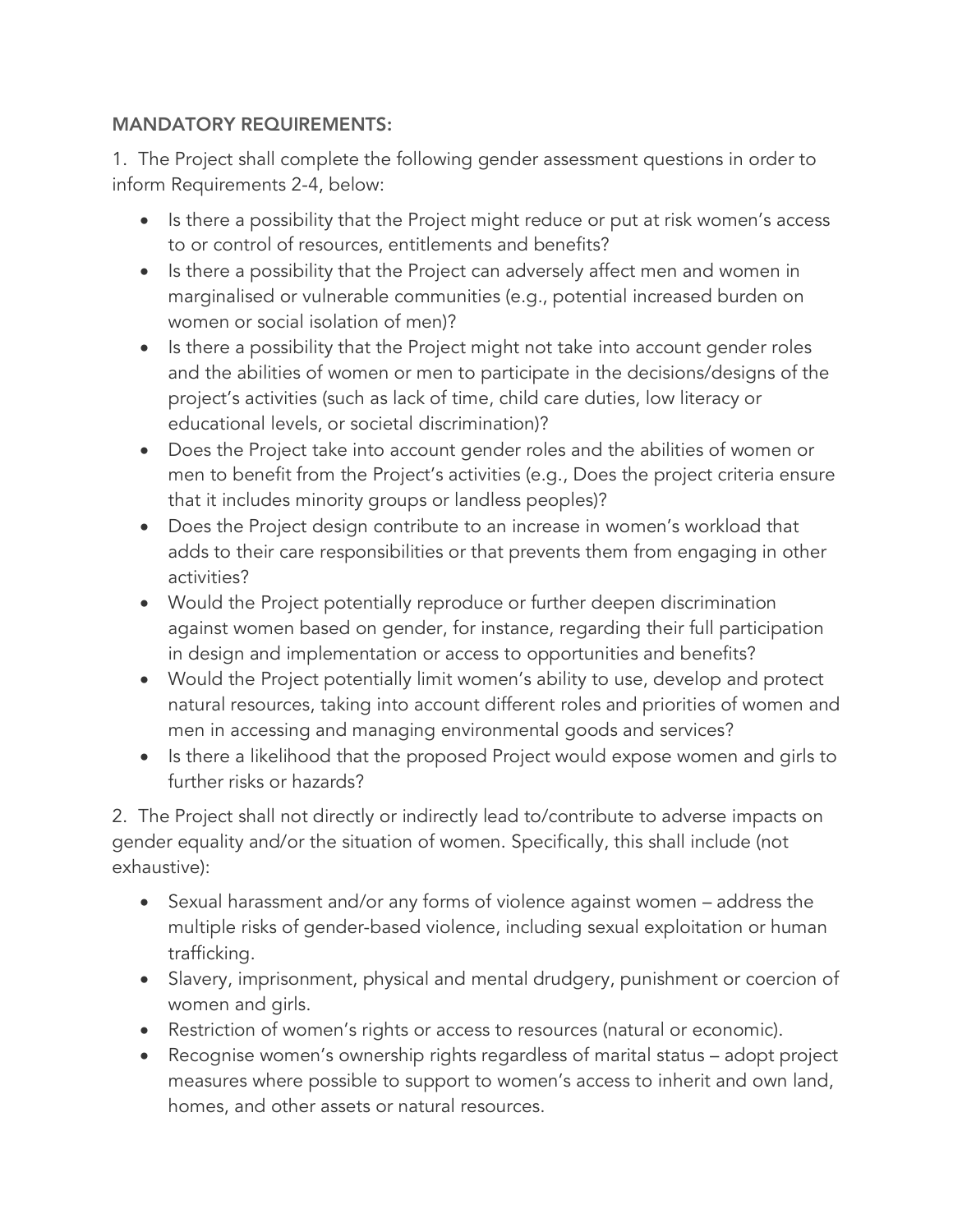**MANDATORY REQUIREMENTS:**

1. The Project shall complete the following gender assessment questions in order to inform Requirements 2-4, below:

- Is there a possibility that the Project might reduce or put at risk women's access to or control of resources, entitlements and benefits?
- Is there a possibility that the Project can adversely affect men and women in marginalised or vulnerable communities (e.g., potential increased burden on women or social isolation of men)?
- Is there a possibility that the Project might not take into account gender roles and the abilities of women or men to participate in the decisions/designs of the project's activities (such as lack of time, child care duties, low literacy or educational levels, or societal discrimination)?
- Does the Project take into account gender roles and the abilities of women or men to benefit from the Project's activities (e.g., Does the project criteria ensure that it includes minority groups or landless peoples)?
- Does the Project design contribute to an increase in women's workload that adds to their care responsibilities or that prevents them from engaging in other activities?
- Would the Project potentially reproduce or further deepen discrimination against women based on gender, for instance, regarding their full participation in design and implementation or access to opportunities and benefits?
- Would the Project potentially limit women's ability to use, develop and protect natural resources, taking into account different roles and priorities of women and men in accessing and managing environmental goods and services?
- Is there a likelihood that the proposed Project would expose women and girls to further risks or hazards?

2. The Project shall not directly or indirectly lead to/contribute to adverse impacts on gender equality and/or the situation of women. Specifically, this shall include (not exhaustive):

- Sexual harassment and/or any forms of violence against women – address the multiple risks of gender-based violence, including sexual exploitation or human trafficking.
- Slavery, imprisonment, physical and mental drudgery, punishment or coercion of women and girls.
- Restriction of women's rights or access to resources (natural or economic).
- Recognise women's ownership rights regardless of marital status – adopt project measures where possible to support to women's access to inherit and own land, homes, and other assets or natural resources.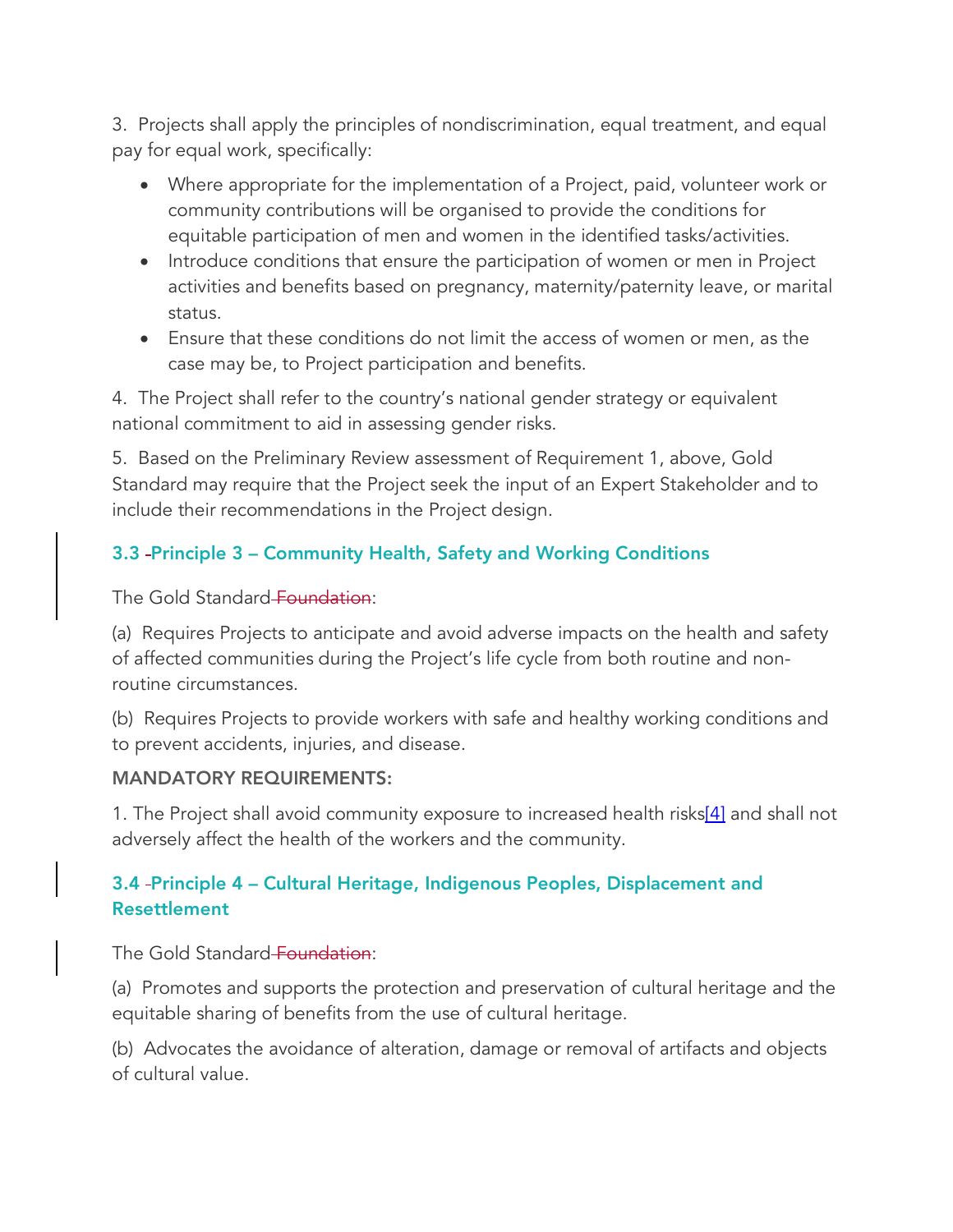3. Projects shall apply the principles of nondiscrimination, equal treatment, and equal pay for equal work, specifically:

- Where appropriate for the implementation of a Project, paid, volunteer work or community contributions will be organised to provide the conditions for equitable participation of men and women in the identified tasks/activities.
- Introduce conditions that ensure the participation of women or men in Project activities and benefits based on pregnancy, maternity/paternity leave, or marital status.
- Ensure that these conditions do not limit the access of women or men, as the case may be, to Project participation and benefits.

4. The Project shall refer to the country's national gender strategy or equivalent national commitment to aid in assessing gender risks.

5. Based on the Preliminary Review assessment of Requirement 1, above, Gold Standard may require that the Project seek the input of an Expert Stakeholder and to include their recommendations in the Project design.

### 3.3 Principle 3 – Community Health, Safety and Working Conditions

The Gold Standard ~~Foundation~~:

(a) Requires Projects to anticipate and avoid adverse impacts on the health and safety of affected communities during the Project's life cycle from both routine and non-routine circumstances.

(b) Requires Projects to provide workers with safe and healthy working conditions and to prevent accidents, injuries, and disease.

**MANDATORY REQUIREMENTS:**

1. The Project shall avoid community exposure to increased health risks[4] and shall not adversely affect the health of the workers and the community.

### 3.4 Principle 4 – Cultural Heritage, Indigenous Peoples, Displacement and Resettlement

The Gold Standard ~~Foundation~~:

(a) Promotes and supports the protection and preservation of cultural heritage and the equitable sharing of benefits from the use of cultural heritage.

(b) Advocates the avoidance of alteration, damage or removal of artifacts and objects of cultural value.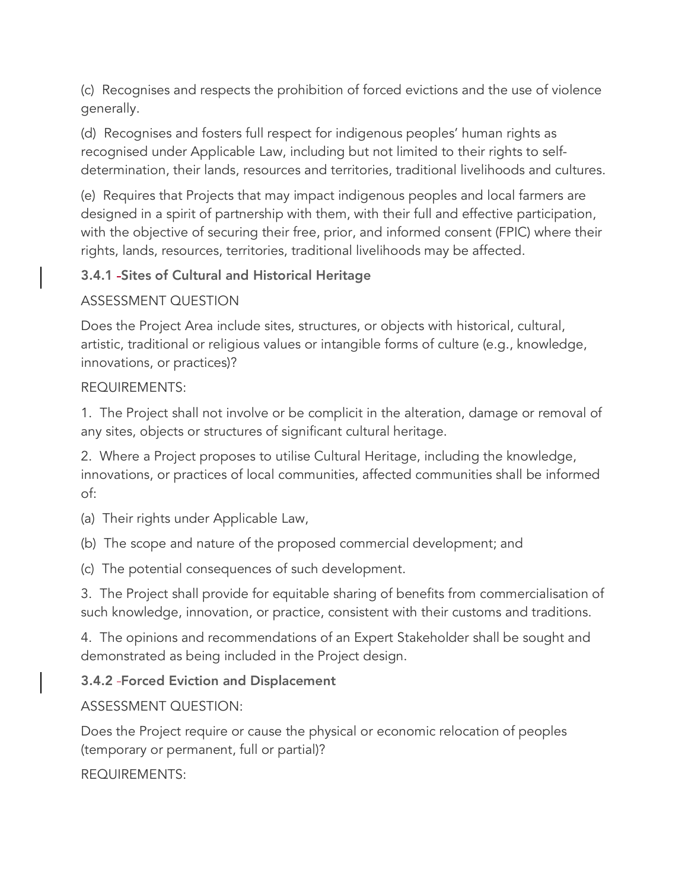(c) Recognises and respects the prohibition of forced evictions and the use of violence generally.

(d) Recognises and fosters full respect for indigenous peoples' human rights as recognised under Applicable Law, including but not limited to their rights to self-determination, their lands, resources and territories, traditional livelihoods and cultures.

(e) Requires that Projects that may impact indigenous peoples and local farmers are designed in a spirit of partnership with them, with their full and effective participation, with the objective of securing their free, prior, and informed consent (FPIC) where their rights, lands, resources, territories, traditional livelihoods may be affected.

### 3.4.1 Sites of Cultural and Historical Heritage

ASSESSMENT QUESTION

Does the Project Area include sites, structures, or objects with historical, cultural, artistic, traditional or religious values or intangible forms of culture (e.g., knowledge, innovations, or practices)?

REQUIREMENTS:

1. The Project shall not involve or be complicit in the alteration, damage or removal of any sites, objects or structures of significant cultural heritage.

2. Where a Project proposes to utilise Cultural Heritage, including the knowledge, innovations, or practices of local communities, affected communities shall be informed of:

(a) Their rights under Applicable Law,

(b) The scope and nature of the proposed commercial development; and

(c) The potential consequences of such development.

3. The Project shall provide for equitable sharing of benefits from commercialisation of such knowledge, innovation, or practice, consistent with their customs and traditions.

4. The opinions and recommendations of an Expert Stakeholder shall be sought and demonstrated as being included in the Project design.

### 3.4.2 Forced Eviction and Displacement

ASSESSMENT QUESTION:

Does the Project require or cause the physical or economic relocation of peoples (temporary or permanent, full or partial)?

REQUIREMENTS: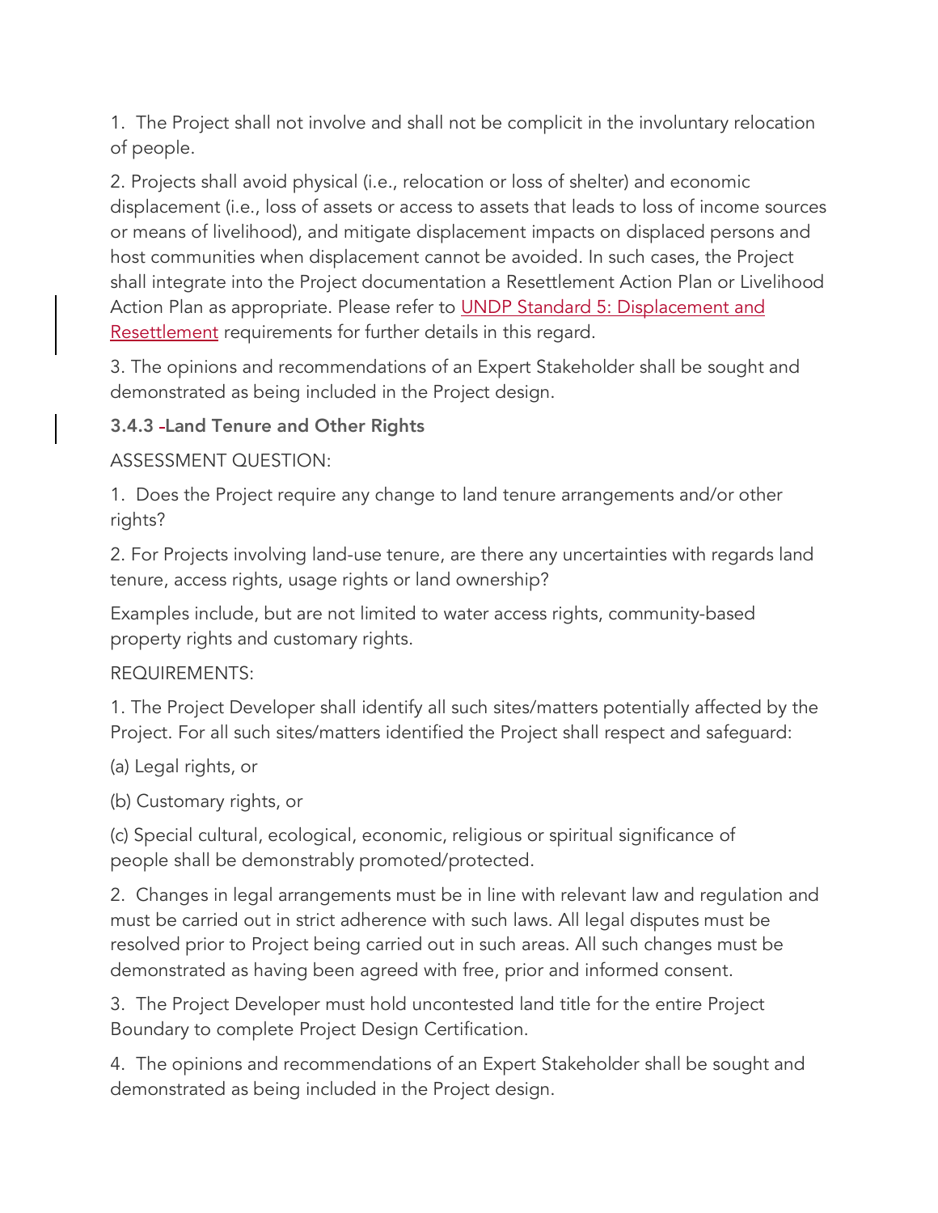1. The Project shall not involve and shall not be complicit in the involuntary relocation of people.

2. Projects shall avoid physical (i.e., relocation or loss of shelter) and economic displacement (i.e., loss of assets or access to assets that leads to loss of income sources or means of livelihood), and mitigate displacement impacts on displaced persons and host communities when displacement cannot be avoided. In such cases, the Project shall integrate into the Project documentation a Resettlement Action Plan or Livelihood Action Plan as appropriate. Please refer to UNDP Standard 5: Displacement and Resettlement requirements for further details in this regard.

3. The opinions and recommendations of an Expert Stakeholder shall be sought and demonstrated as being included in the Project design.

### 3.4.3 Land Tenure and Other Rights

ASSESSMENT QUESTION:

1. Does the Project require any change to land tenure arrangements and/or other rights?

2. For Projects involving land-use tenure, are there any uncertainties with regards land tenure, access rights, usage rights or land ownership?

Examples include, but are not limited to water access rights, community-based property rights and customary rights.

REQUIREMENTS:

1. The Project Developer shall identify all such sites/matters potentially affected by the Project. For all such sites/matters identified the Project shall respect and safeguard:

(a) Legal rights, or

(b) Customary rights, or

(c) Special cultural, ecological, economic, religious or spiritual significance of people shall be demonstrably promoted/protected.

2. Changes in legal arrangements must be in line with relevant law and regulation and must be carried out in strict adherence with such laws. All legal disputes must be resolved prior to Project being carried out in such areas. All such changes must be demonstrated as having been agreed with free, prior and informed consent.

3. The Project Developer must hold uncontested land title for the entire Project Boundary to complete Project Design Certification.

4. The opinions and recommendations of an Expert Stakeholder shall be sought and demonstrated as being included in the Project design.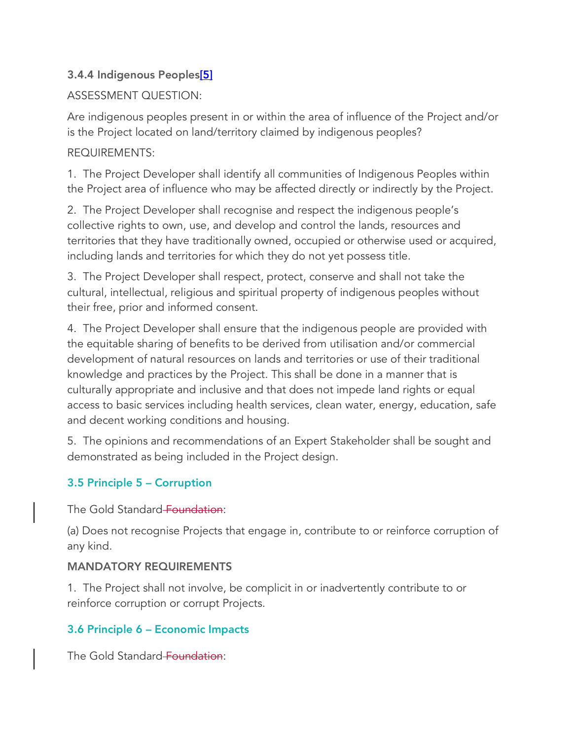### 3.4.4 Indigenous Peoples[5]

ASSESSMENT QUESTION:

Are indigenous peoples present in or within the area of influence of the Project and/or is the Project located on land/territory claimed by indigenous peoples?

REQUIREMENTS:

1. The Project Developer shall identify all communities of Indigenous Peoples within the Project area of influence who may be affected directly or indirectly by the Project.

2. The Project Developer shall recognise and respect the indigenous people's collective rights to own, use, and develop and control the lands, resources and territories that they have traditionally owned, occupied or otherwise used or acquired, including lands and territories for which they do not yet possess title.

3. The Project Developer shall respect, protect, conserve and shall not take the cultural, intellectual, religious and spiritual property of indigenous peoples without their free, prior and informed consent.

4. The Project Developer shall ensure that the indigenous people are provided with the equitable sharing of benefits to be derived from utilisation and/or commercial development of natural resources on lands and territories or use of their traditional knowledge and practices by the Project. This shall be done in a manner that is culturally appropriate and inclusive and that does not impede land rights or equal access to basic services including health services, clean water, energy, education, safe and decent working conditions and housing.

5. The opinions and recommendations of an Expert Stakeholder shall be sought and demonstrated as being included in the Project design.

## 3.5 Principle 5 – Corruption

The Gold Standard ~~Foundation~~:

(a) Does not recognise Projects that engage in, contribute to or reinforce corruption of any kind.

**MANDATORY REQUIREMENTS**

1. The Project shall not involve, be complicit in or inadvertently contribute to or reinforce corruption or corrupt Projects.

## 3.6 Principle 6 – Economic Impacts

The Gold Standard ~~Foundation~~: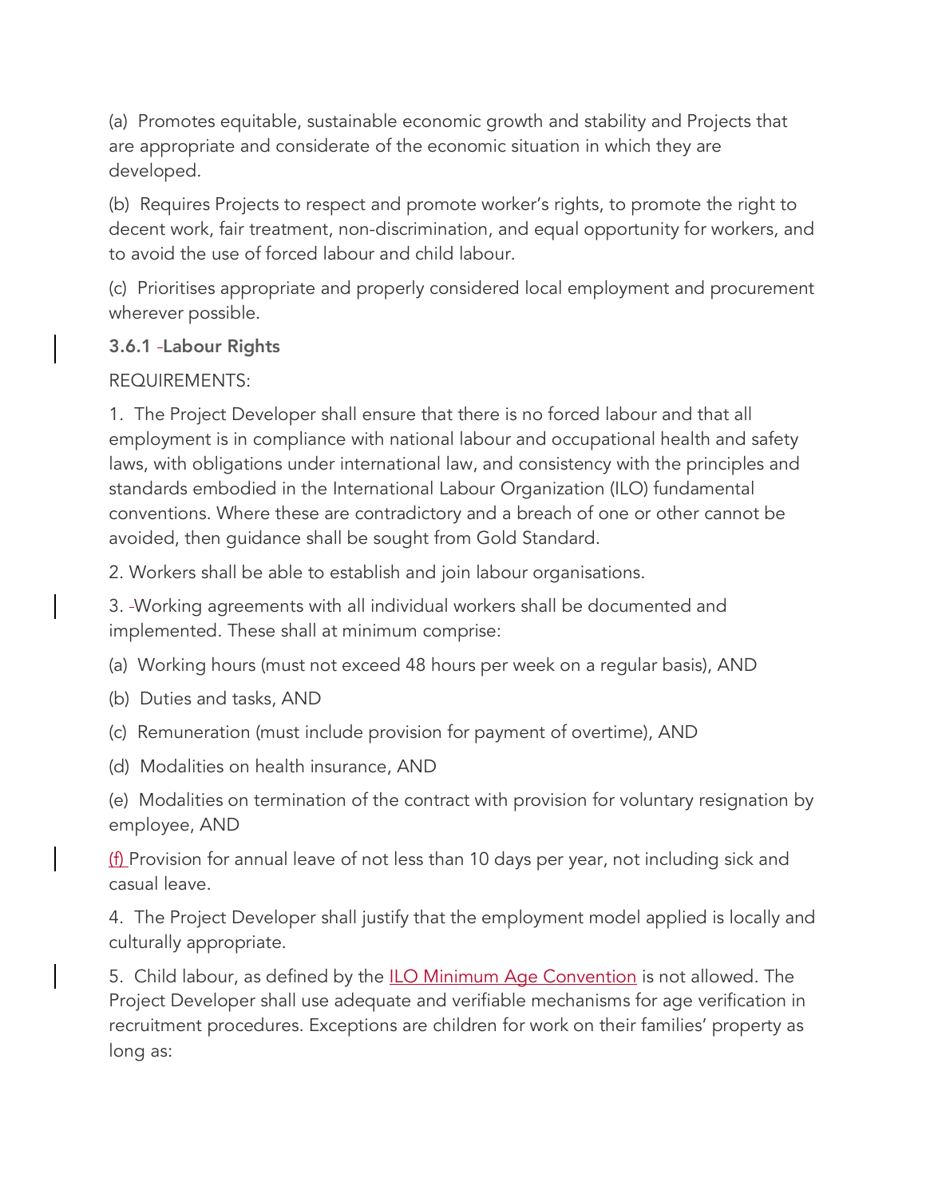(a) Promotes equitable, sustainable economic growth and stability and Projects that are appropriate and considerate of the economic situation in which they are developed.

(b) Requires Projects to respect and promote worker's rights, to promote the right to decent work, fair treatment, non-discrimination, and equal opportunity for workers, and to avoid the use of forced labour and child labour.

(c) Prioritises appropriate and properly considered local employment and procurement wherever possible.

### 3.6.1 Labour Rights

REQUIREMENTS:

1. The Project Developer shall ensure that there is no forced labour and that all employment is in compliance with national labour and occupational health and safety laws, with obligations under international law, and consistency with the principles and standards embodied in the International Labour Organization (ILO) fundamental conventions. Where these are contradictory and a breach of one or other cannot be avoided, then guidance shall be sought from Gold Standard.

2. Workers shall be able to establish and join labour organisations.

3. Working agreements with all individual workers shall be documented and implemented. These shall at minimum comprise:

(a) Working hours (must not exceed 48 hours per week on a regular basis), AND

(b) Duties and tasks, AND

(c) Remuneration (must include provision for payment of overtime), AND

(d) Modalities on health insurance, AND

(e) Modalities on termination of the contract with provision for voluntary resignation by employee, AND

(f) Provision for annual leave of not less than 10 days per year, not including sick and casual leave.

4. The Project Developer shall justify that the employment model applied is locally and culturally appropriate.

5. Child labour, as defined by the ILO Minimum Age Convention is not allowed. The Project Developer shall use adequate and verifiable mechanisms for age verification in recruitment procedures. Exceptions are children for work on their families' property as long as: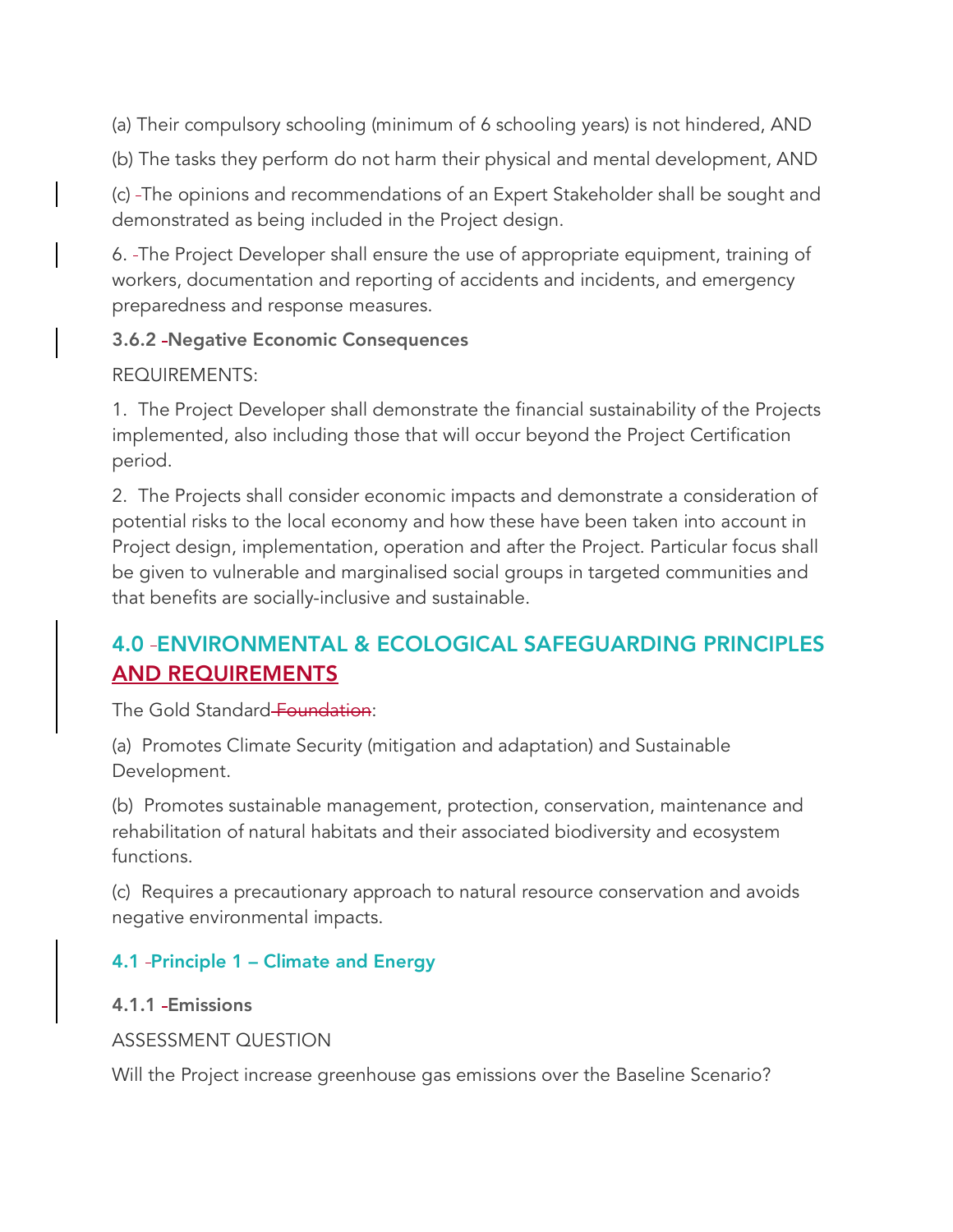(a) Their compulsory schooling (minimum of 6 schooling years) is not hindered, AND

(b) The tasks they perform do not harm their physical and mental development, AND

(c) The opinions and recommendations of an Expert Stakeholder shall be sought and demonstrated as being included in the Project design.

6. The Project Developer shall ensure the use of appropriate equipment, training of workers, documentation and reporting of accidents and incidents, and emergency preparedness and response measures.

#### 3.6.2 Negative Economic Consequences

REQUIREMENTS:

1. The Project Developer shall demonstrate the financial sustainability of the Projects implemented, also including those that will occur beyond the Project Certification period.

2. The Projects shall consider economic impacts and demonstrate a consideration of potential risks to the local economy and how these have been taken into account in Project design, implementation, operation and after the Project. Particular focus shall be given to vulnerable and marginalised social groups in targeted communities and that benefits are socially-inclusive and sustainable.

## 4.0 ENVIRONMENTAL & ECOLOGICAL SAFEGUARDING PRINCIPLES AND REQUIREMENTS

The Gold Standard ~~Foundation~~:

(a) Promotes Climate Security (mitigation and adaptation) and Sustainable Development.

(b) Promotes sustainable management, protection, conservation, maintenance and rehabilitation of natural habitats and their associated biodiversity and ecosystem functions.

(c) Requires a precautionary approach to natural resource conservation and avoids negative environmental impacts.

### 4.1 Principle 1 – Climate and Energy

#### 4.1.1 Emissions

ASSESSMENT QUESTION

Will the Project increase greenhouse gas emissions over the Baseline Scenario?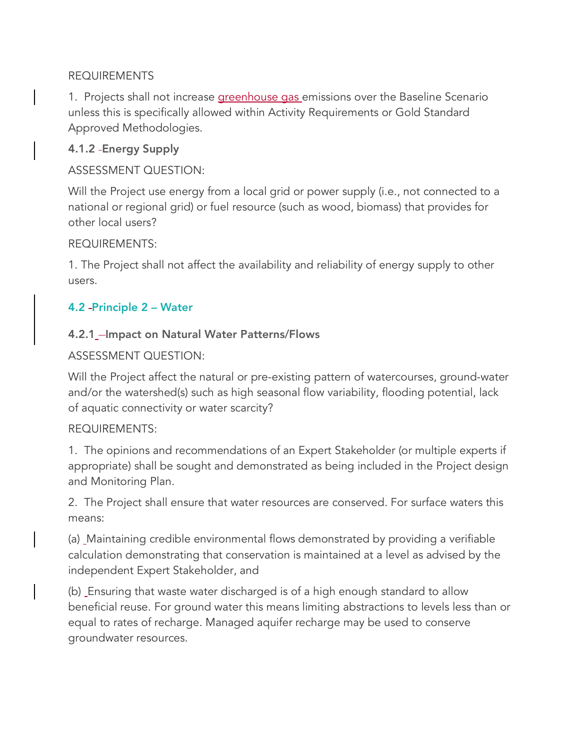REQUIREMENTS

1. Projects shall not increase greenhouse gas emissions over the Baseline Scenario unless this is specifically allowed within Activity Requirements or Gold Standard Approved Methodologies.

#### 4.1.2 Energy Supply

ASSESSMENT QUESTION:

Will the Project use energy from a local grid or power supply (i.e., not connected to a national or regional grid) or fuel resource (such as wood, biomass) that provides for other local users?

REQUIREMENTS:

1. The Project shall not affect the availability and reliability of energy supply to other users.

### 4.2 Principle 2 – Water

#### 4.2.1 Impact on Natural Water Patterns/Flows

ASSESSMENT QUESTION:

Will the Project affect the natural or pre-existing pattern of watercourses, ground-water and/or the watershed(s) such as high seasonal flow variability, flooding potential, lack of aquatic connectivity or water scarcity?

REQUIREMENTS:

1. The opinions and recommendations of an Expert Stakeholder (or multiple experts if appropriate) shall be sought and demonstrated as being included in the Project design and Monitoring Plan.

2. The Project shall ensure that water resources are conserved. For surface waters this means:

(a) Maintaining credible environmental flows demonstrated by providing a verifiable calculation demonstrating that conservation is maintained at a level as advised by the independent Expert Stakeholder, and

(b) Ensuring that waste water discharged is of a high enough standard to allow beneficial reuse. For ground water this means limiting abstractions to levels less than or equal to rates of recharge. Managed aquifer recharge may be used to conserve groundwater resources.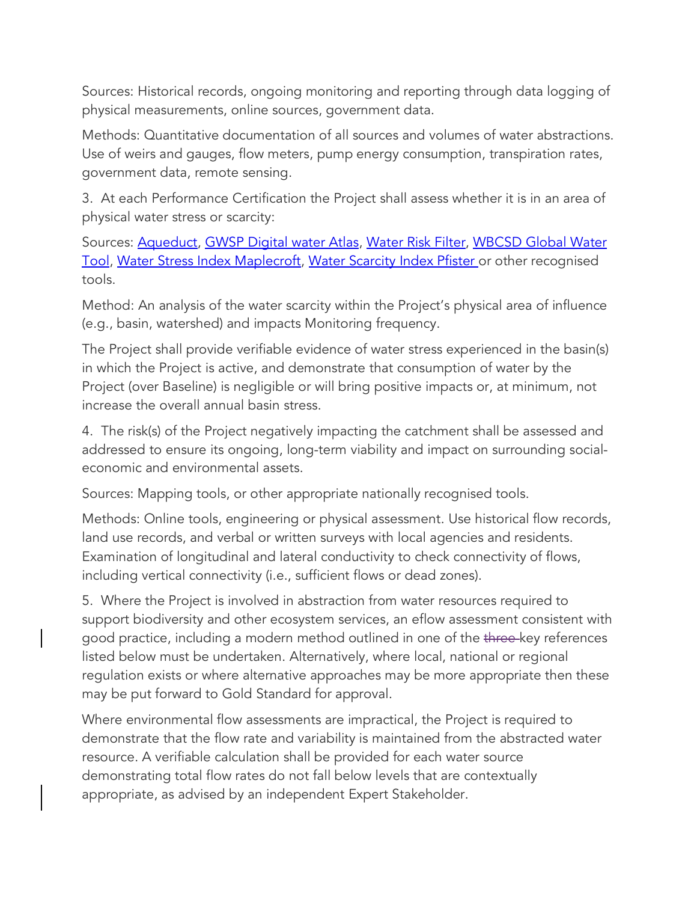Sources: Historical records, ongoing monitoring and reporting through data logging of physical measurements, online sources, government data.

Methods: Quantitative documentation of all sources and volumes of water abstractions. Use of weirs and gauges, flow meters, pump energy consumption, transpiration rates, government data, remote sensing.

3. At each Performance Certification the Project shall assess whether it is in an area of physical water stress or scarcity:

Sources: Aqueduct, GWSP Digital water Atlas, Water Risk Filter, WBCSD Global Water Tool, Water Stress Index Maplecroft, Water Scarcity Index Pfister or other recognised tools.

Method: An analysis of the water scarcity within the Project's physical area of influence (e.g., basin, watershed) and impacts Monitoring frequency.

The Project shall provide verifiable evidence of water stress experienced in the basin(s) in which the Project is active, and demonstrate that consumption of water by the Project (over Baseline) is negligible or will bring positive impacts or, at minimum, not increase the overall annual basin stress.

4. The risk(s) of the Project negatively impacting the catchment shall be assessed and addressed to ensure its ongoing, long-term viability and impact on surrounding social-economic and environmental assets.

Sources: Mapping tools, or other appropriate nationally recognised tools.

Methods: Online tools, engineering or physical assessment. Use historical flow records, land use records, and verbal or written surveys with local agencies and residents. Examination of longitudinal and lateral conductivity to check connectivity of flows, including vertical connectivity (i.e., sufficient flows or dead zones).

5. Where the Project is involved in abstraction from water resources required to support biodiversity and other ecosystem services, an eflow assessment consistent with good practice, including a modern method outlined in one of the ~~three~~ key references listed below must be undertaken. Alternatively, where local, national or regional regulation exists or where alternative approaches may be more appropriate then these may be put forward to Gold Standard for approval.

Where environmental flow assessments are impractical, the Project is required to demonstrate that the flow rate and variability is maintained from the abstracted water resource. A verifiable calculation shall be provided for each water source demonstrating total flow rates do not fall below levels that are contextually appropriate, as advised by an independent Expert Stakeholder.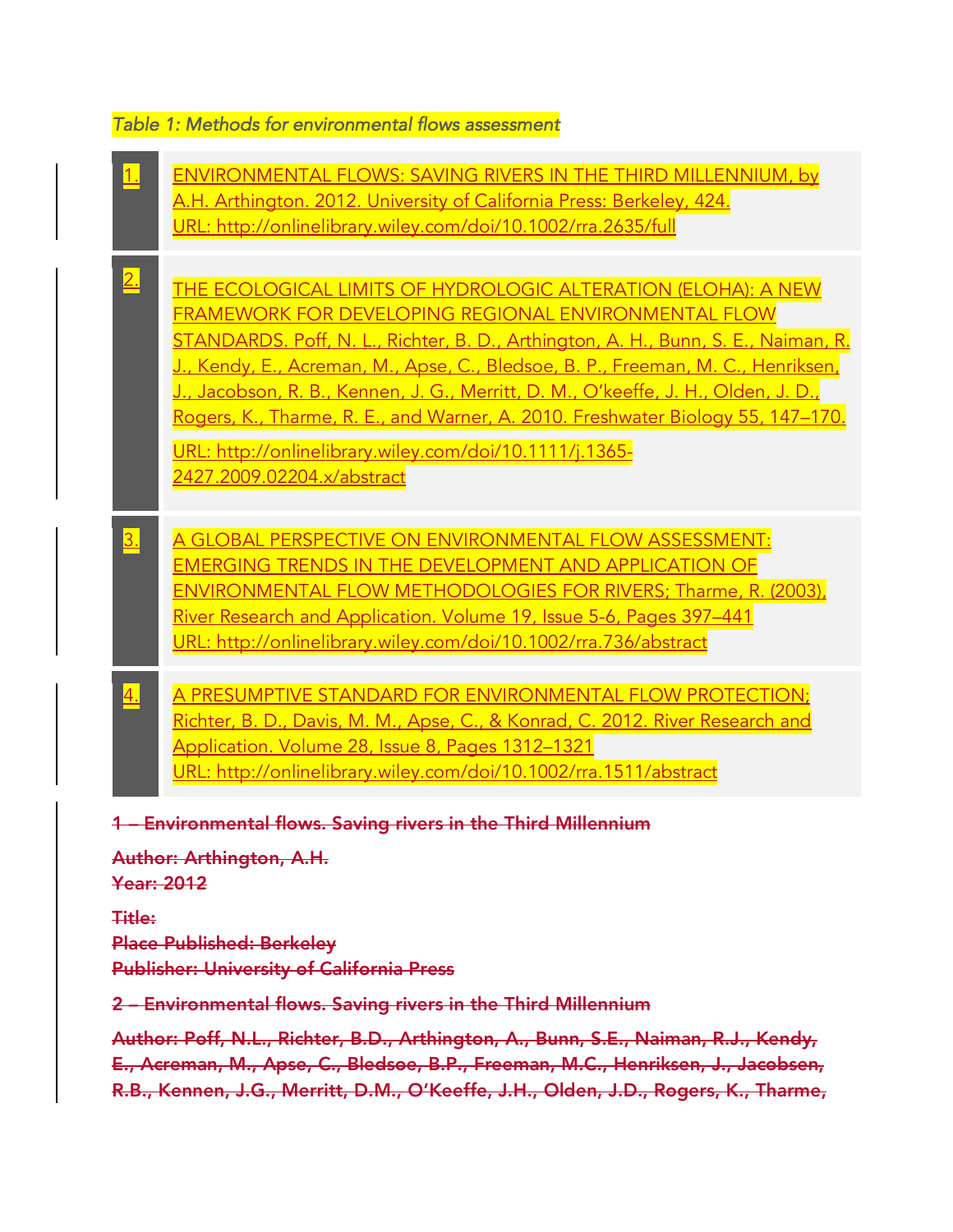*Table 1: Methods for environmental flows assessment*

| | |
|---|---|
| 1. | ENVIRONMENTAL FLOWS: SAVING RIVERS IN THE THIRD MILLENNIUM, by A.H. Arthington. 2012. University of California Press: Berkeley, 424. URL: http://onlinelibrary.wiley.com/doi/10.1002/rra.2635/full |
| 2. | THE ECOLOGICAL LIMITS OF HYDROLOGIC ALTERATION (ELOHA): A NEW FRAMEWORK FOR DEVELOPING REGIONAL ENVIRONMENTAL FLOW STANDARDS. Poff, N. L., Richter, B. D., Arthington, A. H., Bunn, S. E., Naiman, R. J., Kendy, E., Acreman, M., Apse, C., Bledsoe, B. P., Freeman, M. C., Henriksen, J., Jacobson, R. B., Kennen, J. G., Merritt, D. M., O'keeffe, J. H., Olden, J. D., Rogers, K., Tharme, R. E., and Warner, A. 2010. Freshwater Biology 55, 147–170. URL: http://onlinelibrary.wiley.com/doi/10.1111/j.1365-2427.2009.02204.x/abstract |
| 3. | A GLOBAL PERSPECTIVE ON ENVIRONMENTAL FLOW ASSESSMENT: EMERGING TRENDS IN THE DEVELOPMENT AND APPLICATION OF ENVIRONMENTAL FLOW METHODOLOGIES FOR RIVERS; Tharme, R. (2003), River Research and Application. Volume 19, Issue 5-6, Pages 397–441 URL: http://onlinelibrary.wiley.com/doi/10.1002/rra.736/abstract |
| 4. | A PRESUMPTIVE STANDARD FOR ENVIRONMENTAL FLOW PROTECTION; Richter, B. D., Davis, M. M., Apse, C., & Konrad, C. 2012. River Research and Application. Volume 28, Issue 8, Pages 1312–1321 URL: http://onlinelibrary.wiley.com/doi/10.1002/rra.1511/abstract |

~~**1 – Environmental flows. Saving rivers in the Third Millennium**~~

~~**Author: Arthington, A.H.**~~
~~**Year: 2012**~~

~~**Title:**~~
~~**Place Published: Berkeley**~~
~~**Publisher: University of California Press**~~

~~**2 – Environmental flows. Saving rivers in the Third Millennium**~~

~~**Author: Poff, N.L., Richter, B.D., Arthington, A., Bunn, S.E., Naiman, R.J., Kendy, E., Acreman, M., Apse, C., Bledsoe, B.P., Freeman, M.C., Henriksen, J., Jacobsen, R.B., Kennen, J.G., Merritt, D.M., O'Keeffe, J.H., Olden, J.D., Rogers, K., Tharme,**~~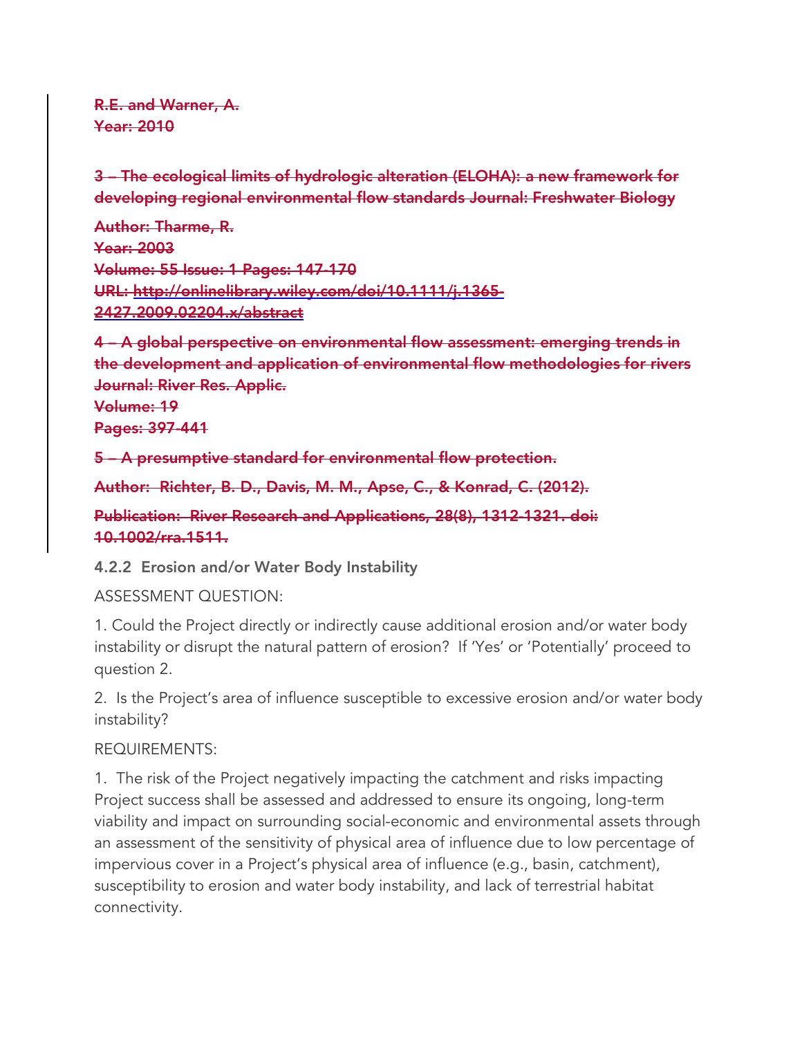~~R.E. and Warner, A.~~
~~Year: 2010~~

~~**3 – The ecological limits of hydrologic alteration (ELOHA): a new framework for developing regional environmental flow standards Journal: Freshwater Biology**~~

~~**Author: Tharme, R.**~~
~~**Year: 2003**~~
~~**Volume: 55 Issue: 1 Pages: 147-170**~~
~~**URL: http://onlinelibrary.wiley.com/doi/10.1111/j.1365-2427.2009.02204.x/abstract**~~

~~**4 – A global perspective on environmental flow assessment: emerging trends in the development and application of environmental flow methodologies for rivers Journal: River Res. Applic.**~~
~~**Volume: 19**~~
~~**Pages: 397-441**~~

~~**5 – A presumptive standard for environmental flow protection.**~~

~~**Author: Richter, B. D., Davis, M. M., Apse, C., & Konrad, C. (2012).**~~

~~**Publication: River Research and Applications, 28(8), 1312-1321. doi: 10.1002/rra.1511.**~~

### 4.2.2 Erosion and/or Water Body Instability

ASSESSMENT QUESTION:

1. Could the Project directly or indirectly cause additional erosion and/or water body instability or disrupt the natural pattern of erosion? If 'Yes' or 'Potentially' proceed to question 2.

2. Is the Project's area of influence susceptible to excessive erosion and/or water body instability?

REQUIREMENTS:

1. The risk of the Project negatively impacting the catchment and risks impacting Project success shall be assessed and addressed to ensure its ongoing, long-term viability and impact on surrounding social-economic and environmental assets through an assessment of the sensitivity of physical area of influence due to low percentage of impervious cover in a Project's physical area of influence (e.g., basin, catchment), susceptibility to erosion and water body instability, and lack of terrestrial habitat connectivity.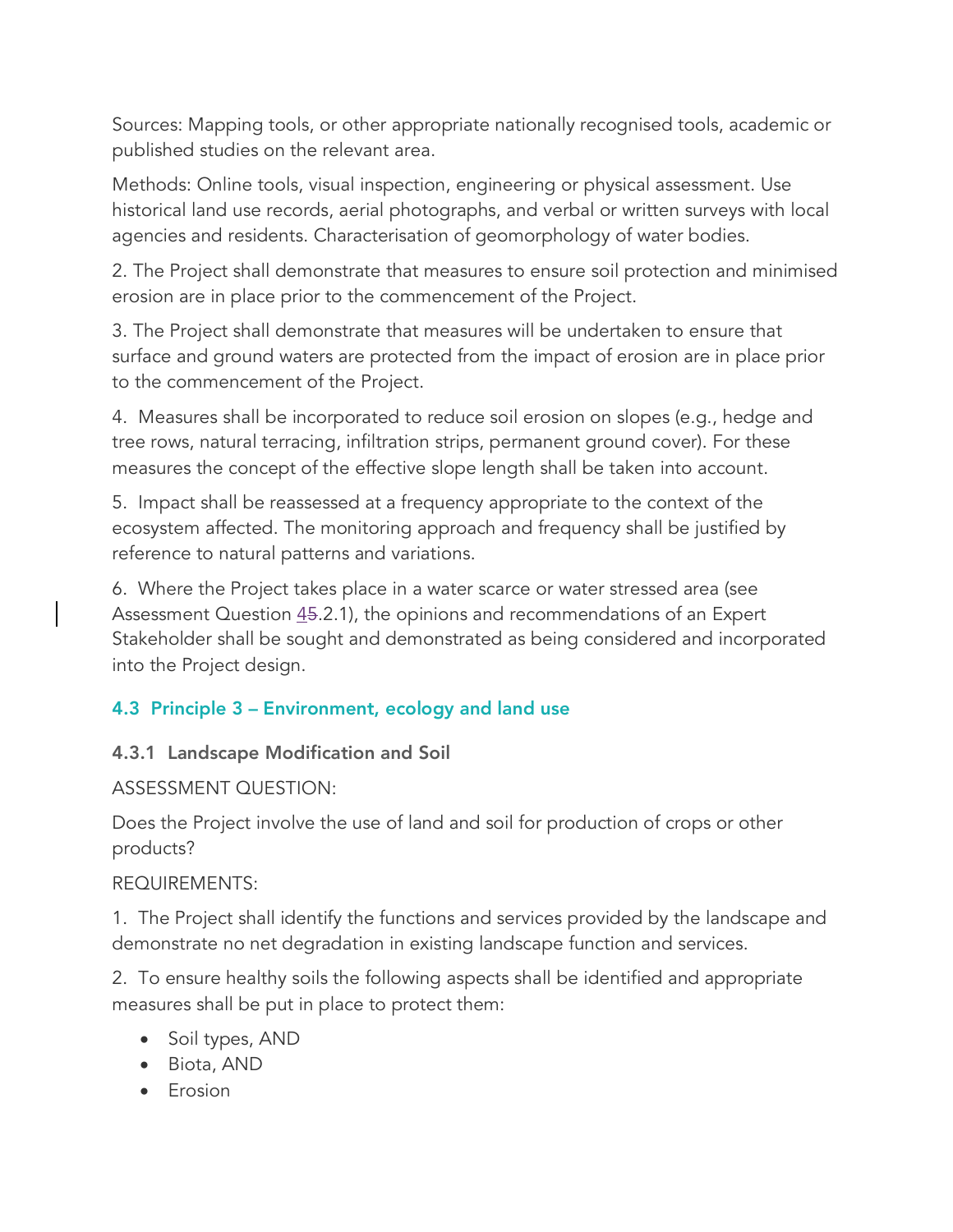Sources: Mapping tools, or other appropriate nationally recognised tools, academic or published studies on the relevant area.

Methods: Online tools, visual inspection, engineering or physical assessment. Use historical land use records, aerial photographs, and verbal or written surveys with local agencies and residents. Characterisation of geomorphology of water bodies.

2. The Project shall demonstrate that measures to ensure soil protection and minimised erosion are in place prior to the commencement of the Project.

3. The Project shall demonstrate that measures will be undertaken to ensure that surface and ground waters are protected from the impact of erosion are in place prior to the commencement of the Project.

4. Measures shall be incorporated to reduce soil erosion on slopes (e.g., hedge and tree rows, natural terracing, infiltration strips, permanent ground cover). For these measures the concept of the effective slope length shall be taken into account.

5. Impact shall be reassessed at a frequency appropriate to the context of the ecosystem affected. The monitoring approach and frequency shall be justified by reference to natural patterns and variations.

6. Where the Project takes place in a water scarce or water stressed area (see Assessment Question 4~~5~~.2.1), the opinions and recommendations of an Expert Stakeholder shall be sought and demonstrated as being considered and incorporated into the Project design.

## 4.3 Principle 3 – Environment, ecology and land use

### 4.3.1 Landscape Modification and Soil

ASSESSMENT QUESTION:

Does the Project involve the use of land and soil for production of crops or other products?

REQUIREMENTS:

1. The Project shall identify the functions and services provided by the landscape and demonstrate no net degradation in existing landscape function and services.

2. To ensure healthy soils the following aspects shall be identified and appropriate measures shall be put in place to protect them:

- Soil types, AND
- Biota, AND
- Erosion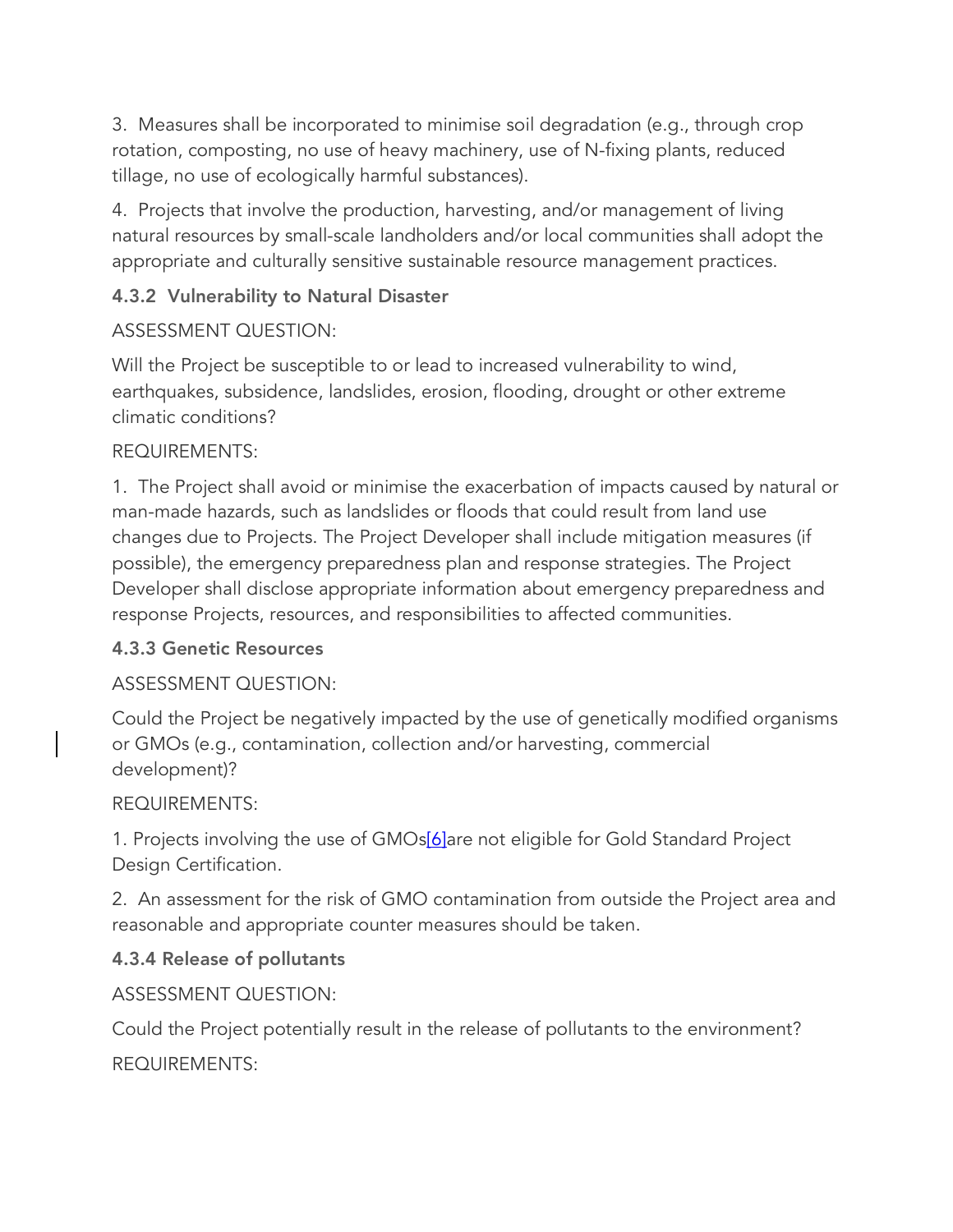3. Measures shall be incorporated to minimise soil degradation (e.g., through crop rotation, composting, no use of heavy machinery, use of N-fixing plants, reduced tillage, no use of ecologically harmful substances).

4. Projects that involve the production, harvesting, and/or management of living natural resources by small-scale landholders and/or local communities shall adopt the appropriate and culturally sensitive sustainable resource management practices.

#### 4.3.2 Vulnerability to Natural Disaster

ASSESSMENT QUESTION:

Will the Project be susceptible to or lead to increased vulnerability to wind, earthquakes, subsidence, landslides, erosion, flooding, drought or other extreme climatic conditions?

REQUIREMENTS:

1. The Project shall avoid or minimise the exacerbation of impacts caused by natural or man-made hazards, such as landslides or floods that could result from land use changes due to Projects. The Project Developer shall include mitigation measures (if possible), the emergency preparedness plan and response strategies. The Project Developer shall disclose appropriate information about emergency preparedness and response Projects, resources, and responsibilities to affected communities.

#### 4.3.3 Genetic Resources

ASSESSMENT QUESTION:

Could the Project be negatively impacted by the use of genetically modified organisms or GMOs (e.g., contamination, collection and/or harvesting, commercial development)?

REQUIREMENTS:

1. Projects involving the use of GMOs[6]are not eligible for Gold Standard Project Design Certification.

2. An assessment for the risk of GMO contamination from outside the Project area and reasonable and appropriate counter measures should be taken.

#### 4.3.4 Release of pollutants

ASSESSMENT QUESTION:

Could the Project potentially result in the release of pollutants to the environment?

REQUIREMENTS: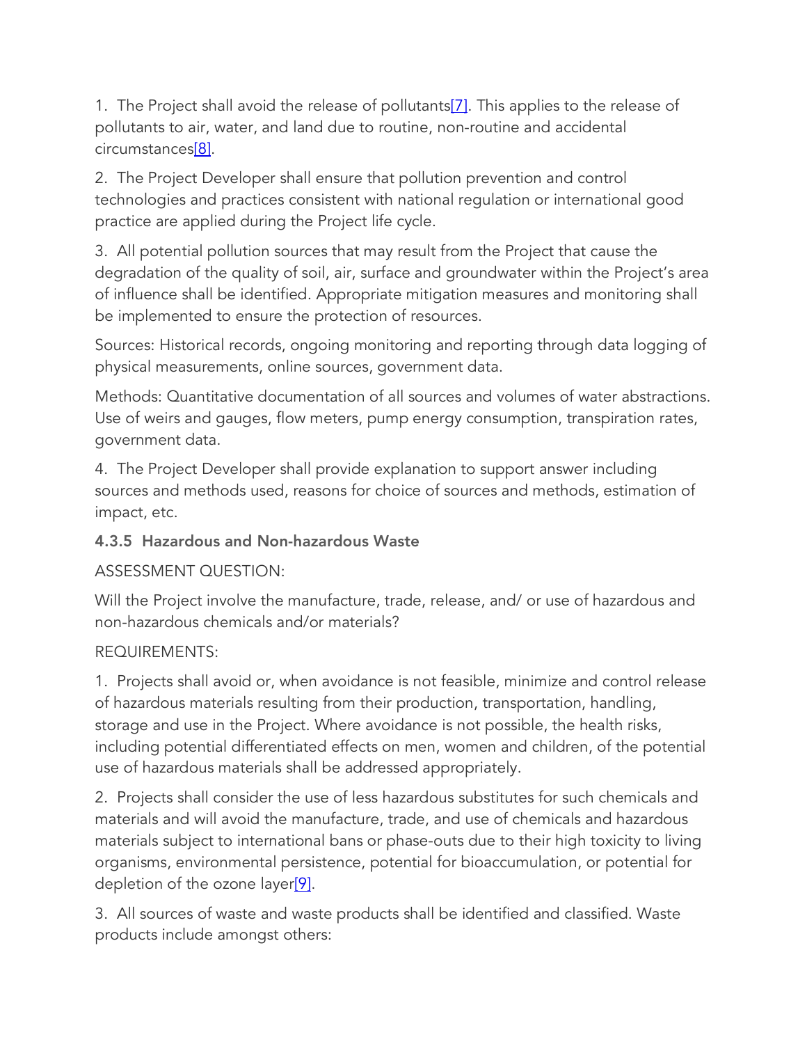1. The Project shall avoid the release of pollutants[7]. This applies to the release of pollutants to air, water, and land due to routine, non-routine and accidental circumstances[8].

2. The Project Developer shall ensure that pollution prevention and control technologies and practices consistent with national regulation or international good practice are applied during the Project life cycle.

3. All potential pollution sources that may result from the Project that cause the degradation of the quality of soil, air, surface and groundwater within the Project's area of influence shall be identified. Appropriate mitigation measures and monitoring shall be implemented to ensure the protection of resources.

Sources: Historical records, ongoing monitoring and reporting through data logging of physical measurements, online sources, government data.

Methods: Quantitative documentation of all sources and volumes of water abstractions. Use of weirs and gauges, flow meters, pump energy consumption, transpiration rates, government data.

4. The Project Developer shall provide explanation to support answer including sources and methods used, reasons for choice of sources and methods, estimation of impact, etc.

### 4.3.5 Hazardous and Non-hazardous Waste

ASSESSMENT QUESTION:

Will the Project involve the manufacture, trade, release, and/ or use of hazardous and non-hazardous chemicals and/or materials?

REQUIREMENTS:

1. Projects shall avoid or, when avoidance is not feasible, minimize and control release of hazardous materials resulting from their production, transportation, handling, storage and use in the Project. Where avoidance is not possible, the health risks, including potential differentiated effects on men, women and children, of the potential use of hazardous materials shall be addressed appropriately.

2. Projects shall consider the use of less hazardous substitutes for such chemicals and materials and will avoid the manufacture, trade, and use of chemicals and hazardous materials subject to international bans or phase-outs due to their high toxicity to living organisms, environmental persistence, potential for bioaccumulation, or potential for depletion of the ozone layer[9].

3. All sources of waste and waste products shall be identified and classified. Waste products include amongst others: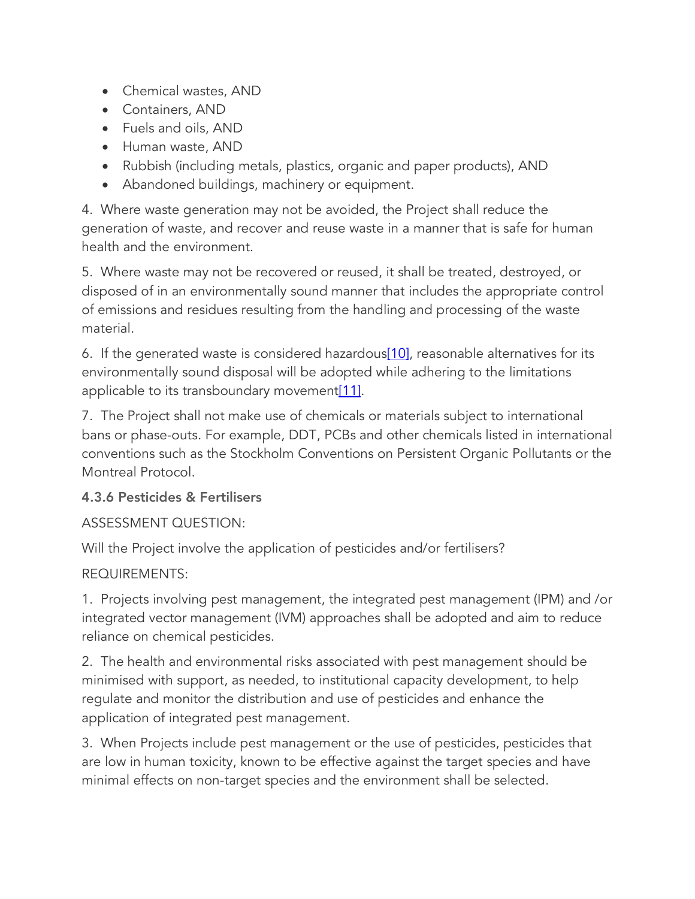- Chemical wastes, AND
- Containers, AND
- Fuels and oils, AND
- Human waste, AND
- Rubbish (including metals, plastics, organic and paper products), AND
- Abandoned buildings, machinery or equipment.

4. Where waste generation may not be avoided, the Project shall reduce the generation of waste, and recover and reuse waste in a manner that is safe for human health and the environment.

5. Where waste may not be recovered or reused, it shall be treated, destroyed, or disposed of in an environmentally sound manner that includes the appropriate control of emissions and residues resulting from the handling and processing of the waste material.

6. If the generated waste is considered hazardous[10], reasonable alternatives for its environmentally sound disposal will be adopted while adhering to the limitations applicable to its transboundary movement[11].

7. The Project shall not make use of chemicals or materials subject to international bans or phase-outs. For example, DDT, PCBs and other chemicals listed in international conventions such as the Stockholm Conventions on Persistent Organic Pollutants or the Montreal Protocol.

#### 4.3.6 Pesticides & Fertilisers

ASSESSMENT QUESTION:

Will the Project involve the application of pesticides and/or fertilisers?

REQUIREMENTS:

1. Projects involving pest management, the integrated pest management (IPM) and /or integrated vector management (IVM) approaches shall be adopted and aim to reduce reliance on chemical pesticides.

2. The health and environmental risks associated with pest management should be minimised with support, as needed, to institutional capacity development, to help regulate and monitor the distribution and use of pesticides and enhance the application of integrated pest management.

3. When Projects include pest management or the use of pesticides, pesticides that are low in human toxicity, known to be effective against the target species and have minimal effects on non-target species and the environment shall be selected.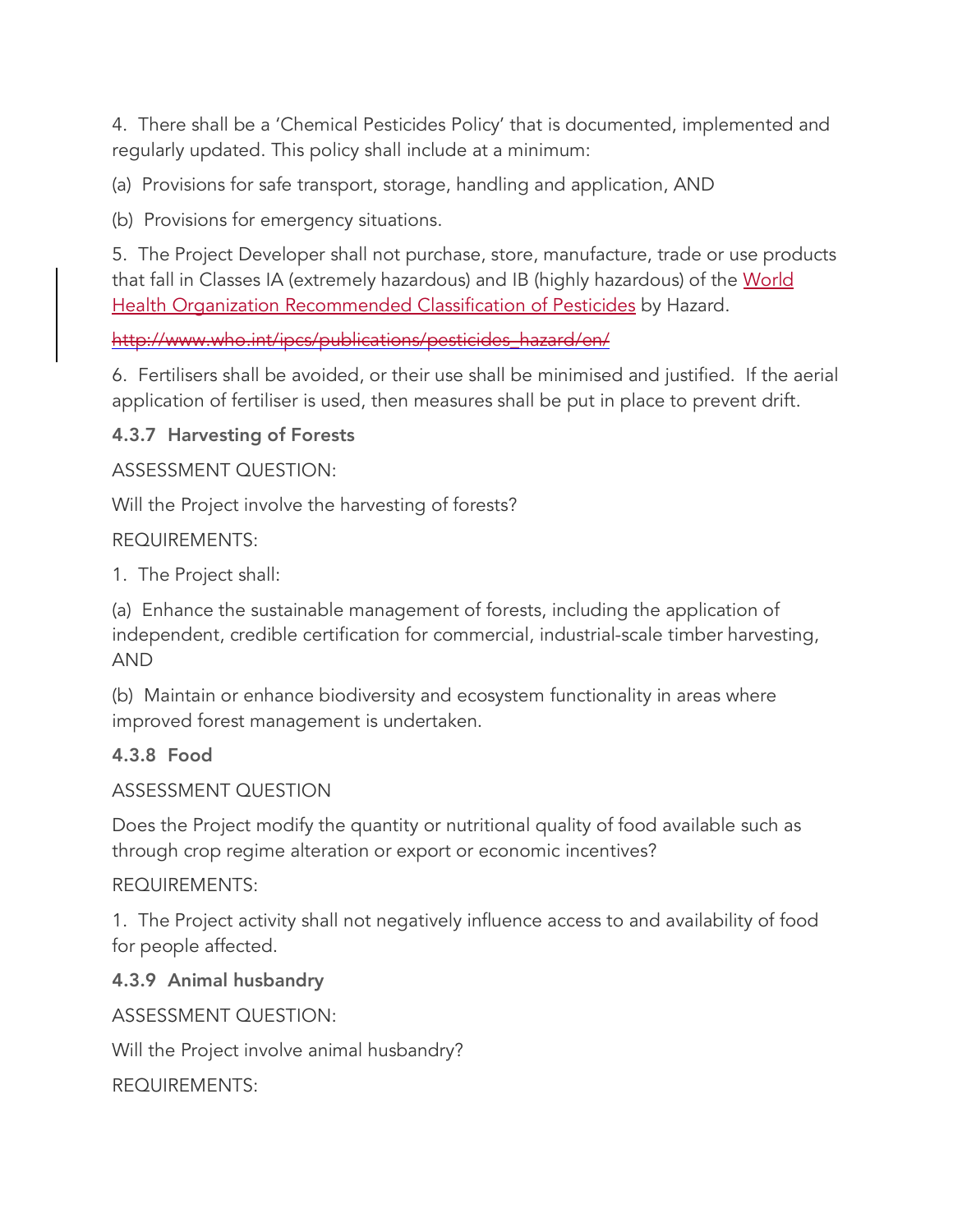4. There shall be a 'Chemical Pesticides Policy' that is documented, implemented and regularly updated. This policy shall include at a minimum:

(a) Provisions for safe transport, storage, handling and application, AND

(b) Provisions for emergency situations.

5. The Project Developer shall not purchase, store, manufacture, trade or use products that fall in Classes IA (extremely hazardous) and IB (highly hazardous) of the World Health Organization Recommended Classification of Pesticides by Hazard.

~~http://www.who.int/ipcs/publications/pesticides_hazard/en/~~

6. Fertilisers shall be avoided, or their use shall be minimised and justified. If the aerial application of fertiliser is used, then measures shall be put in place to prevent drift.

### 4.3.7 Harvesting of Forests

ASSESSMENT QUESTION:

Will the Project involve the harvesting of forests?

REQUIREMENTS:

1. The Project shall:

(a) Enhance the sustainable management of forests, including the application of independent, credible certification for commercial, industrial-scale timber harvesting, AND

(b) Maintain or enhance biodiversity and ecosystem functionality in areas where improved forest management is undertaken.

### 4.3.8 Food

ASSESSMENT QUESTION

Does the Project modify the quantity or nutritional quality of food available such as through crop regime alteration or export or economic incentives?

REQUIREMENTS:

1. The Project activity shall not negatively influence access to and availability of food for people affected.

### 4.3.9 Animal husbandry

ASSESSMENT QUESTION:

Will the Project involve animal husbandry?

REQUIREMENTS: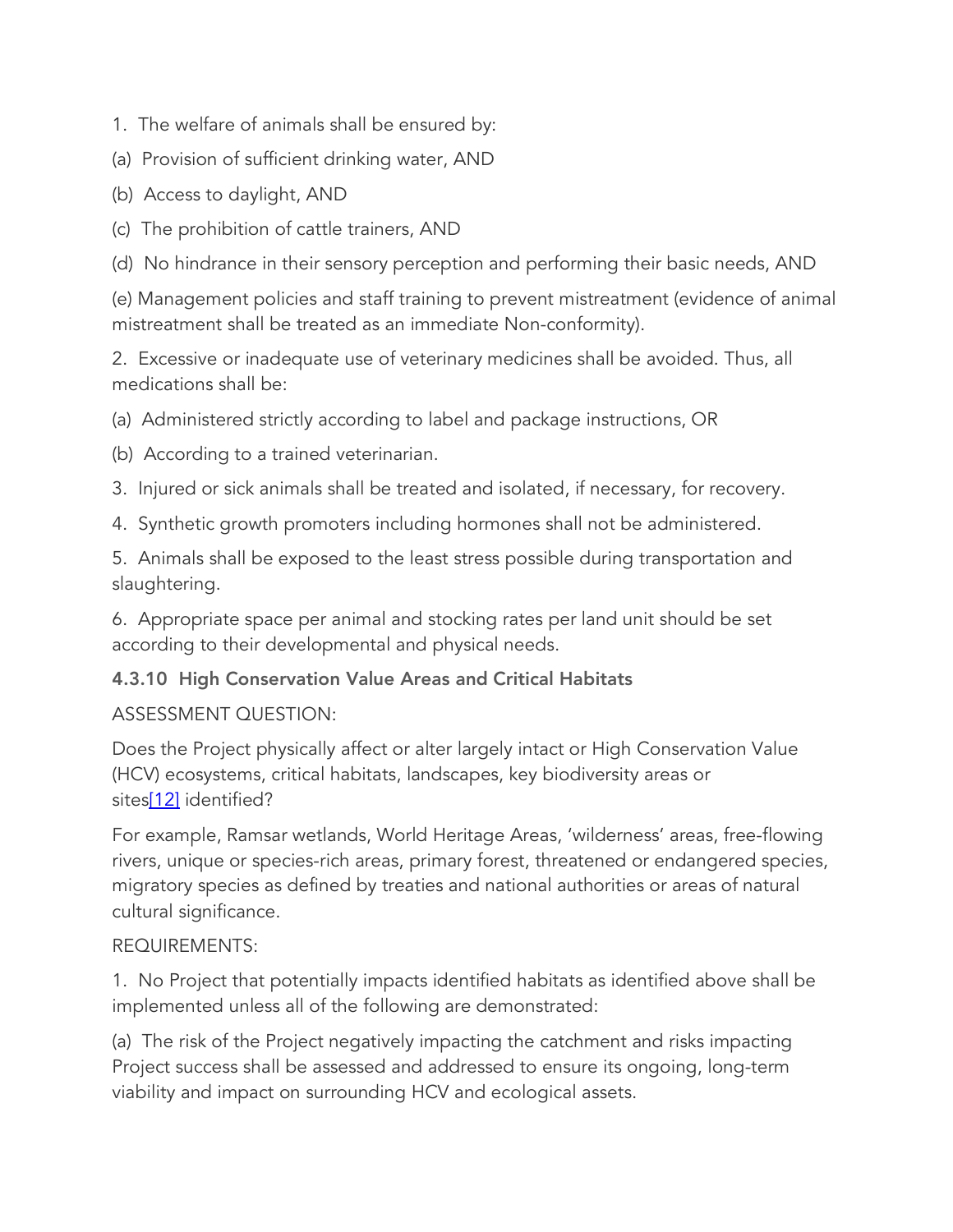1. The welfare of animals shall be ensured by:

(a) Provision of sufficient drinking water, AND

(b) Access to daylight, AND

(c) The prohibition of cattle trainers, AND

(d) No hindrance in their sensory perception and performing their basic needs, AND

(e) Management policies and staff training to prevent mistreatment (evidence of animal mistreatment shall be treated as an immediate Non-conformity).

2. Excessive or inadequate use of veterinary medicines shall be avoided. Thus, all medications shall be:

(a) Administered strictly according to label and package instructions, OR

(b) According to a trained veterinarian.

3. Injured or sick animals shall be treated and isolated, if necessary, for recovery.

4. Synthetic growth promoters including hormones shall not be administered.

5. Animals shall be exposed to the least stress possible during transportation and slaughtering.

6. Appropriate space per animal and stocking rates per land unit should be set according to their developmental and physical needs.

### 4.3.10 High Conservation Value Areas and Critical Habitats

ASSESSMENT QUESTION:

Does the Project physically affect or alter largely intact or High Conservation Value (HCV) ecosystems, critical habitats, landscapes, key biodiversity areas or sites[12] identified?

For example, Ramsar wetlands, World Heritage Areas, 'wilderness' areas, free-flowing rivers, unique or species-rich areas, primary forest, threatened or endangered species, migratory species as defined by treaties and national authorities or areas of natural cultural significance.

REQUIREMENTS:

1. No Project that potentially impacts identified habitats as identified above shall be implemented unless all of the following are demonstrated:

(a) The risk of the Project negatively impacting the catchment and risks impacting Project success shall be assessed and addressed to ensure its ongoing, long-term viability and impact on surrounding HCV and ecological assets.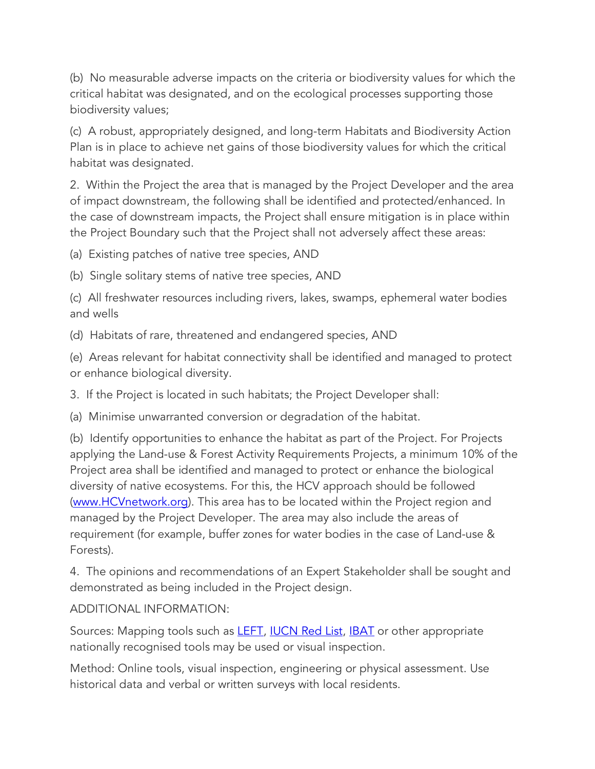(b) No measurable adverse impacts on the criteria or biodiversity values for which the critical habitat was designated, and on the ecological processes supporting those biodiversity values;

(c) A robust, appropriately designed, and long-term Habitats and Biodiversity Action Plan is in place to achieve net gains of those biodiversity values for which the critical habitat was designated.

2. Within the Project the area that is managed by the Project Developer and the area of impact downstream, the following shall be identified and protected/enhanced. In the case of downstream impacts, the Project shall ensure mitigation is in place within the Project Boundary such that the Project shall not adversely affect these areas:

(a) Existing patches of native tree species, AND

(b) Single solitary stems of native tree species, AND

(c) All freshwater resources including rivers, lakes, swamps, ephemeral water bodies and wells

(d) Habitats of rare, threatened and endangered species, AND

(e) Areas relevant for habitat connectivity shall be identified and managed to protect or enhance biological diversity.

3. If the Project is located in such habitats; the Project Developer shall:

(a) Minimise unwarranted conversion or degradation of the habitat.

(b) Identify opportunities to enhance the habitat as part of the Project. For Projects applying the Land-use & Forest Activity Requirements Projects, a minimum 10% of the Project area shall be identified and managed to protect or enhance the biological diversity of native ecosystems. For this, the HCV approach should be followed ([www.HCVnetwork.org](www.HCVnetwork.org)). This area has to be located within the Project region and managed by the Project Developer. The area may also include the areas of requirement (for example, buffer zones for water bodies in the case of Land-use & Forests).

4. The opinions and recommendations of an Expert Stakeholder shall be sought and demonstrated as being included in the Project design.

ADDITIONAL INFORMATION:

Sources: Mapping tools such as LEFT, IUCN Red List, IBAT or other appropriate nationally recognised tools may be used or visual inspection.

Method: Online tools, visual inspection, engineering or physical assessment. Use historical data and verbal or written surveys with local residents.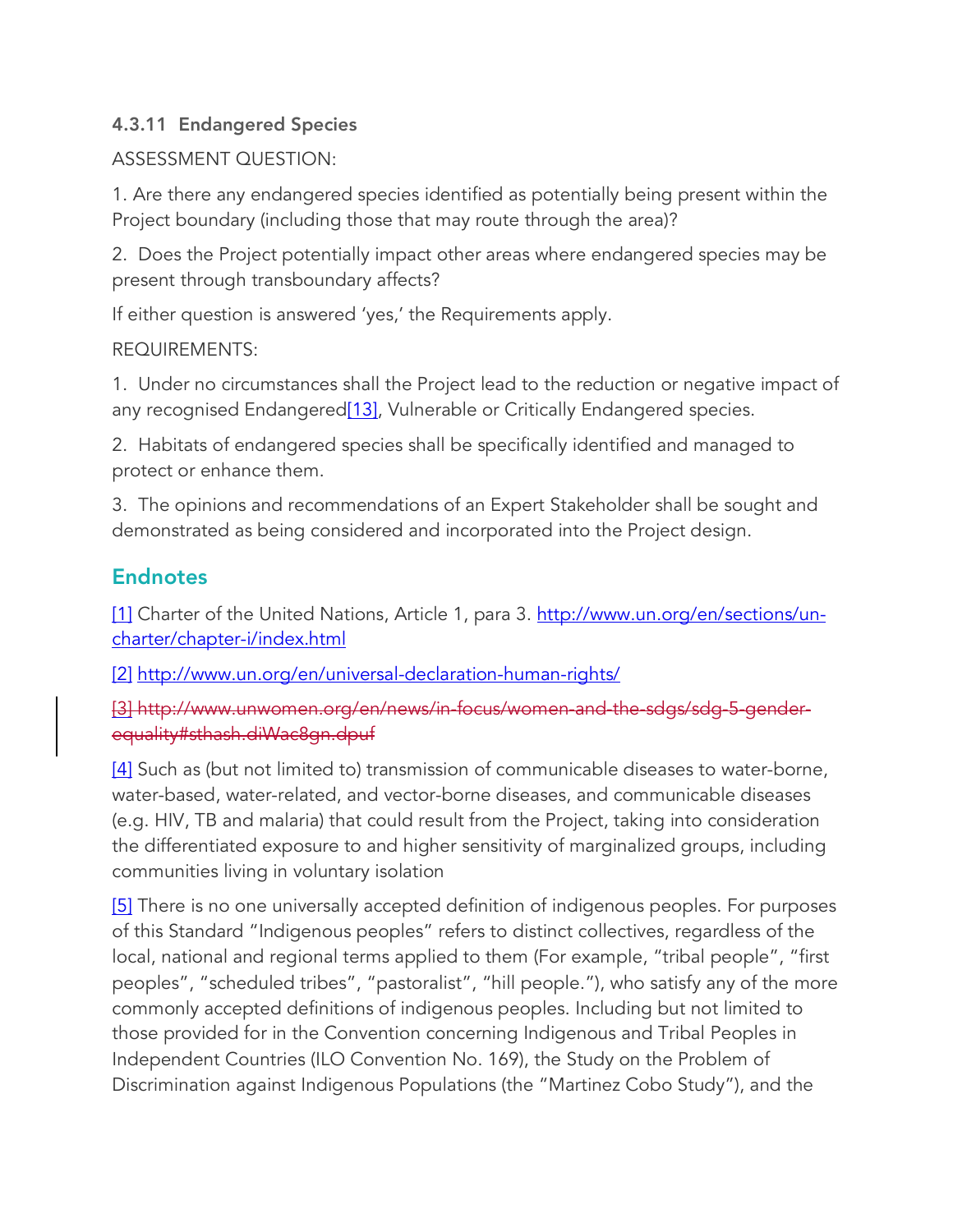#### 4.3.11 Endangered Species

ASSESSMENT QUESTION:

1. Are there any endangered species identified as potentially being present within the Project boundary (including those that may route through the area)?

2. Does the Project potentially impact other areas where endangered species may be present through transboundary affects?

If either question is answered 'yes,' the Requirements apply.

REQUIREMENTS:

1. Under no circumstances shall the Project lead to the reduction or negative impact of any recognised Endangered[13], Vulnerable or Critically Endangered species.

2. Habitats of endangered species shall be specifically identified and managed to protect or enhance them.

3. The opinions and recommendations of an Expert Stakeholder shall be sought and demonstrated as being considered and incorporated into the Project design.

## Endnotes

[1] Charter of the United Nations, Article 1, para 3. http://www.un.org/en/sections/un-charter/chapter-i/index.html

[2] http://www.un.org/en/universal-declaration-human-rights/

~~[3] http://www.unwomen.org/en/news/in-focus/women-and-the-sdgs/sdg-5-gender-equality#sthash.diWac8gn.dpuf~~

[4] Such as (but not limited to) transmission of communicable diseases to water-borne, water-based, water-related, and vector-borne diseases, and communicable diseases (e.g. HIV, TB and malaria) that could result from the Project, taking into consideration the differentiated exposure to and higher sensitivity of marginalized groups, including communities living in voluntary isolation

[5] There is no one universally accepted definition of indigenous peoples. For purposes of this Standard "Indigenous peoples" refers to distinct collectives, regardless of the local, national and regional terms applied to them (For example, "tribal people", "first peoples", "scheduled tribes", "pastoralist", "hill people."), who satisfy any of the more commonly accepted definitions of indigenous peoples. Including but not limited to those provided for in the Convention concerning Indigenous and Tribal Peoples in Independent Countries (ILO Convention No. 169), the Study on the Problem of Discrimination against Indigenous Populations (the "Martinez Cobo Study"), and the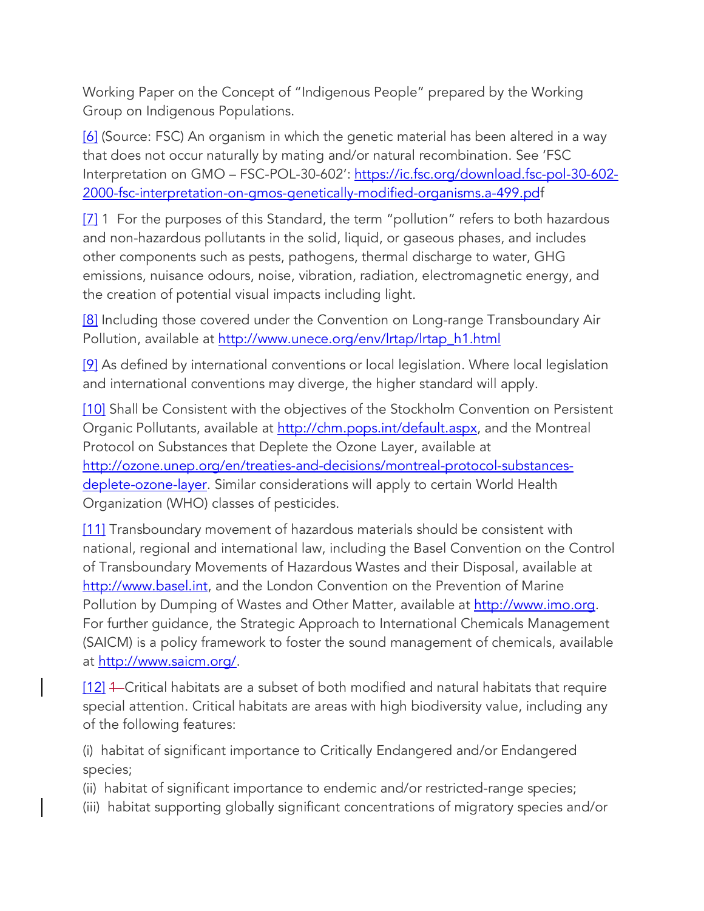Working Paper on the Concept of "Indigenous People" prepared by the Working Group on Indigenous Populations.

[6] (Source: FSC) An organism in which the genetic material has been altered in a way that does not occur naturally by mating and/or natural recombination. See 'FSC Interpretation on GMO – FSC-POL-30-602': https://ic.fsc.org/download.fsc-pol-30-602-2000-fsc-interpretation-on-gmos-genetically-modified-organisms.a-499.pdf

[7] 1 For the purposes of this Standard, the term "pollution" refers to both hazardous and non-hazardous pollutants in the solid, liquid, or gaseous phases, and includes other components such as pests, pathogens, thermal discharge to water, GHG emissions, nuisance odours, noise, vibration, radiation, electromagnetic energy, and the creation of potential visual impacts including light.

[8] Including those covered under the Convention on Long-range Transboundary Air Pollution, available at http://www.unece.org/env/lrtap/lrtap_h1.html

[9] As defined by international conventions or local legislation. Where local legislation and international conventions may diverge, the higher standard will apply.

[10] Shall be Consistent with the objectives of the Stockholm Convention on Persistent Organic Pollutants, available at http://chm.pops.int/default.aspx, and the Montreal Protocol on Substances that Deplete the Ozone Layer, available at http://ozone.unep.org/en/treaties-and-decisions/montreal-protocol-substances-deplete-ozone-layer. Similar considerations will apply to certain World Health Organization (WHO) classes of pesticides.

[11] Transboundary movement of hazardous materials should be consistent with national, regional and international law, including the Basel Convention on the Control of Transboundary Movements of Hazardous Wastes and their Disposal, available at http://www.basel.int, and the London Convention on the Prevention of Marine Pollution by Dumping of Wastes and Other Matter, available at http://www.imo.org. For further guidance, the Strategic Approach to International Chemicals Management (SAICM) is a policy framework to foster the sound management of chemicals, available at http://www.saicm.org/.

[12] ~~1~~ Critical habitats are a subset of both modified and natural habitats that require special attention. Critical habitats are areas with high biodiversity value, including any of the following features:

(i) habitat of significant importance to Critically Endangered and/or Endangered species;
(ii) habitat of significant importance to endemic and/or restricted-range species;
(iii) habitat supporting globally significant concentrations of migratory species and/or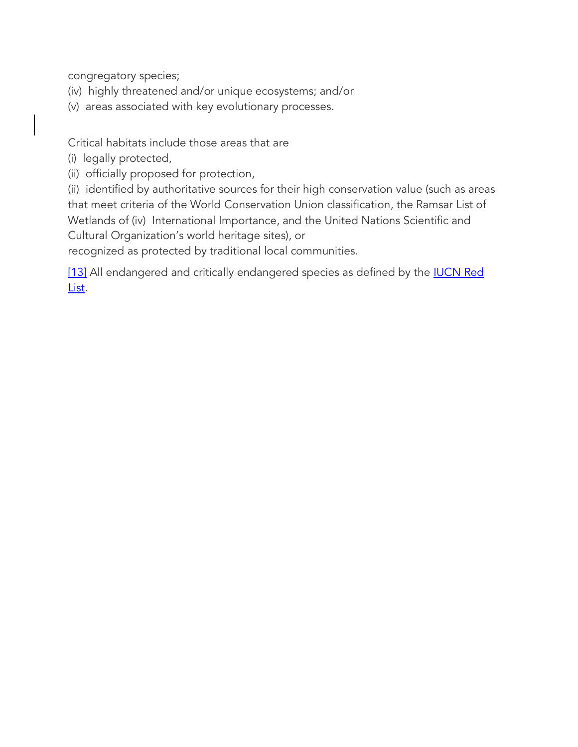congregatory species;

(iv) highly threatened and/or unique ecosystems; and/or

(v) areas associated with key evolutionary processes.

Critical habitats include those areas that are

(i) legally protected,

(ii) officially proposed for protection,

(ii) identified by authoritative sources for their high conservation value (such as areas that meet criteria of the World Conservation Union classification, the Ramsar List of Wetlands of (iv) International Importance, and the United Nations Scientific and Cultural Organization's world heritage sites), or

recognized as protected by traditional local communities.

[13] All endangered and critically endangered species as defined by the IUCN Red List.